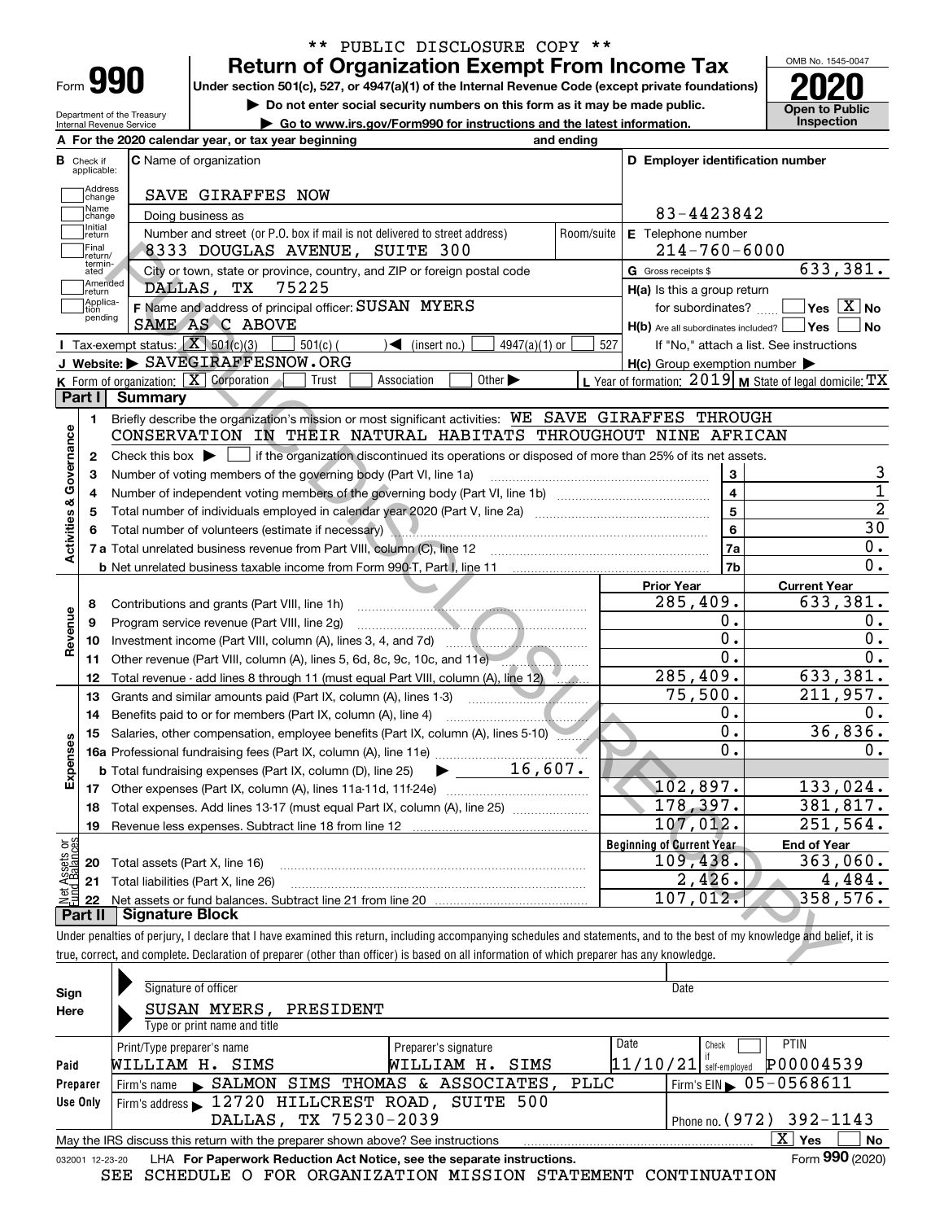** PUBLIC DISCLOSURE COPY **

# Form 990 — Return of Organization Exempt From Income Tax (2020)

Under section 501(c), 527, or 4947(a)(1) of the Internal Revenue Code (except private foundations)

▶ Do not enter social security numbers on this form as it may be made public.

▶ Go to www.irs.gov/Form990 for instructions and the latest information.

Department of the Treasury, Internal Revenue Service

OMB No. 1545-0047 — **Open to Public Inspection**

**A** For the 2020 calendar year, or tax year beginning ______ and ending ______

**B** Check if applicable: Address change ☐ Name change ☐ Initial return ☐ Final return/terminated ☐ Amended return ☐ Application pending ☐

**C** Name of organization: SAVE GIRAFFES NOW

Doing business as

Number and street (or P.O. box if mail is not delivered to street address): 8333 DOUGLAS AVENUE, SUITE 300 — Room/suite

City or town, state or province, country, and ZIP or foreign postal code: DALLAS, TX 75225

**D** Employer identification number: 83-4423842

**E** Telephone number: 214-760-6000

**G** Gross receipts $ 633,381.

**F** Name and address of principal officer: SUSAN MYERS, SAME AS C ABOVE

**H(a)** Is this a group return for subordinates? ☐ Yes ☒ No

**H(b)** Are all subordinates included? ☐ Yes ☐ No — If "No," attach a list. See instructions

**H(c)** Group exemption number ▶

**I** Tax-exempt status: ☒ 501(c)(3) ☐ 501(c) ( ) ◀ (insert no.) ☐ 4947(a)(1) or ☐ 527

**J** Website: ▶ SAVEGIRAFFESNOW.ORG

**K** Form of organization: ☒ Corporation ☐ Trust ☐ Association ☐ Other ▶

**L** Year of formation: 2019 **M** State of legal domicile: TX

## Part I Summary

**Activities & Governance**

1. Briefly describe the organization's mission or most significant activities: WE SAVE GIRAFFES THROUGH CONSERVATION IN THEIR NATURAL HABITATS THROUGHOUT NINE AFRICAN
2. Check this box ▶ ☐ if the organization discontinued its operations or disposed of more than 25% of its net assets.

| Line | Description | | Value |
|---|---|---|---|
| 3 | Number of voting members of the governing body (Part VI, line 1a) | 3 | 3 |
| 4 | Number of independent voting members of the governing body (Part VI, line 1b) | 4 | 1 |
| 5 | Total number of individuals employed in calendar year 2020 (Part V, line 2a) | 5 | 2 |
| 6 | Total number of volunteers (estimate if necessary) | 6 | 30 |
| 7a | Total unrelated business revenue from Part VIII, column (C), line 12 | 7a | 0. |
| 7b | Net unrelated business taxable income from Form 990-T, Part I, line 11 | 7b | 0. |

| | Line | Description | Prior Year | Current Year |
|---|---|---|---|---|
| Revenue | 8 | Contributions and grants (Part VIII, line 1h) | 285,409. | 633,381. |
| | 9 | Program service revenue (Part VIII, line 2g) | 0. | 0. |
| | 10 | Investment income (Part VIII, column (A), lines 3, 4, and 7d) | 0. | 0. |
| | 11 | Other revenue (Part VIII, column (A), lines 5, 6d, 8c, 9c, 10c, and 11e) | 0. | 0. |
| | 12 | Total revenue - add lines 8 through 11 (must equal Part VIII, column (A), line 12) | 285,409. | 633,381. |
| Expenses | 13 | Grants and similar amounts paid (Part IX, column (A), lines 1-3) | 75,500. | 211,957. |
| | 14 | Benefits paid to or for members (Part IX, column (A), line 4) | 0. | 0. |
| | 15 | Salaries, other compensation, employee benefits (Part IX, column (A), lines 5-10) | 0. | 36,836. |
| | 16a | Professional fundraising fees (Part IX, column (A), line 11e) | 0. | 0. |
| | b | Total fundraising expenses (Part IX, column (D), line 25) ▶ 16,607. | | |
| | 17 | Other expenses (Part IX, column (A), lines 11a-11d, 11f-24e) | 102,897. | 133,024. |
| | 18 | Total expenses. Add lines 13-17 (must equal Part IX, column (A), line 25) | 178,397. | 381,817. |
| | 19 | Revenue less expenses. Subtract line 18 from line 12 | 107,012. | 251,564. |
| | | | **Beginning of Current Year** | **End of Year** |
| Net Assets or Fund Balances | 20 | Total assets (Part X, line 16) | 109,438. | 363,060. |
| | 21 | Total liabilities (Part X, line 26) | 2,426. | 4,484. |
| | 22 | Net assets or fund balances. Subtract line 21 from line 20 | 107,012. | 358,576. |

## Part II Signature Block

Under penalties of perjury, I declare that I have examined this return, including accompanying schedules and statements, and to the best of my knowledge and belief, it is true, correct, and complete. Declaration of preparer (other than officer) is based on all information of which preparer has any knowledge.

**Sign Here** — Signature of officer ______ Date ______

SUSAN MYERS, PRESIDENT — Type or print name and title

| Paid Preparer Use Only | | | | |
|---|---|---|---|---|
| Print/Type preparer's name: WILLIAM H. SIMS | Preparer's signature: WILLIAM H. SIMS | Date: 11/10/21 | Check ☐ if self-employed | PTIN: P00004539 |
| Firm's name ▶ SALMON SIMS THOMAS & ASSOCIATES, PLLC | | | Firm's EIN ▶ 05-0568611 | |
| Firm's address ▶ 12720 HILLCREST ROAD, SUITE 500, DALLAS, TX 75230-2039 | | | Phone no. (972) 392-1143 | |

May the IRS discuss this return with the preparer shown above? See instructions ☒ Yes ☐ No

032001 12-23-20 LHA For Paperwork Reduction Act Notice, see the separate instructions. Form **990** (2020)

SEE SCHEDULE O FOR ORGANIZATION MISSION STATEMENT CONTINUATION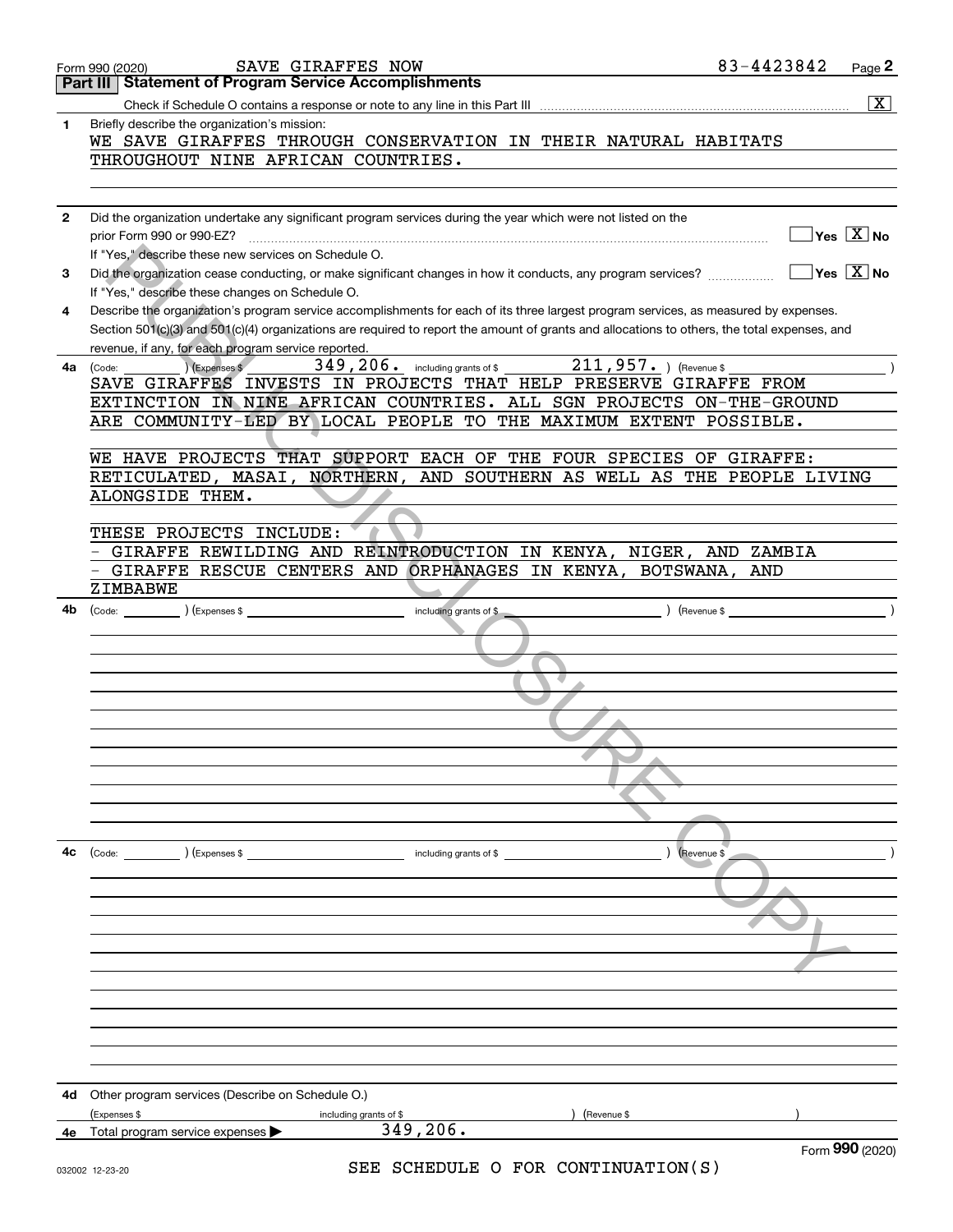Form 990 (2020) SAVE GIRAFFES NOW 83-4423842 Page 2

## Part III Statement of Program Service Accomplishments

Check if Schedule O contains a response or note to any line in this Part III ..... [X]

**1** Briefly describe the organization's mission:

WE SAVE GIRAFFES THROUGH CONSERVATION IN THEIR NATURAL HABITATS THROUGHOUT NINE AFRICAN COUNTRIES.

**2** Did the organization undertake any significant program services during the year which were not listed on the prior Form 990 or 990-EZ? ..... [ ] Yes [X] No

If "Yes," describe these new services on Schedule O.

**3** Did the organization cease conducting, or make significant changes in how it conducts, any program services? ..... [ ] Yes [X] No

If "Yes," describe these changes on Schedule O.

**4** Describe the organization's program service accomplishments for each of its three largest program services, as measured by expenses. Section 501(c)(3) and 501(c)(4) organizations are required to report the amount of grants and allocations to others, the total expenses, and revenue, if any, for each program service reported.

**4a** (Code: ) (Expenses $ 349,206. including grants of $ 211,957. ) (Revenue $ )

SAVE GIRAFFES INVESTS IN PROJECTS THAT HELP PRESERVE GIRAFFE FROM EXTINCTION IN NINE AFRICAN COUNTRIES. ALL SGN PROJECTS ON-THE-GROUND ARE COMMUNITY-LED BY LOCAL PEOPLE TO THE MAXIMUM EXTENT POSSIBLE.

WE HAVE PROJECTS THAT SUPPORT EACH OF THE FOUR SPECIES OF GIRAFFE: RETICULATED, MASAI, NORTHERN, AND SOUTHERN AS WELL AS THE PEOPLE LIVING ALONGSIDE THEM.

THESE PROJECTS INCLUDE:
- GIRAFFE REWILDING AND REINTRODUCTION IN KENYA, NIGER, AND ZAMBIA
- GIRAFFE RESCUE CENTERS AND ORPHANAGES IN KENYA, BOTSWANA, AND ZIMBABWE

**4b** (Code: ) (Expenses $ including grants of $ ) (Revenue $ )

**4c** (Code: ) (Expenses $ including grants of $ ) (Revenue $ )

**4d** Other program services (Describe on Schedule O.)

(Expenses $ including grants of $ ) (Revenue $ )

**4e** Total program service expenses ▶ 349,206.

Form **990** (2020)

032002 12-23-20

SEE SCHEDULE O FOR CONTINUATION(S)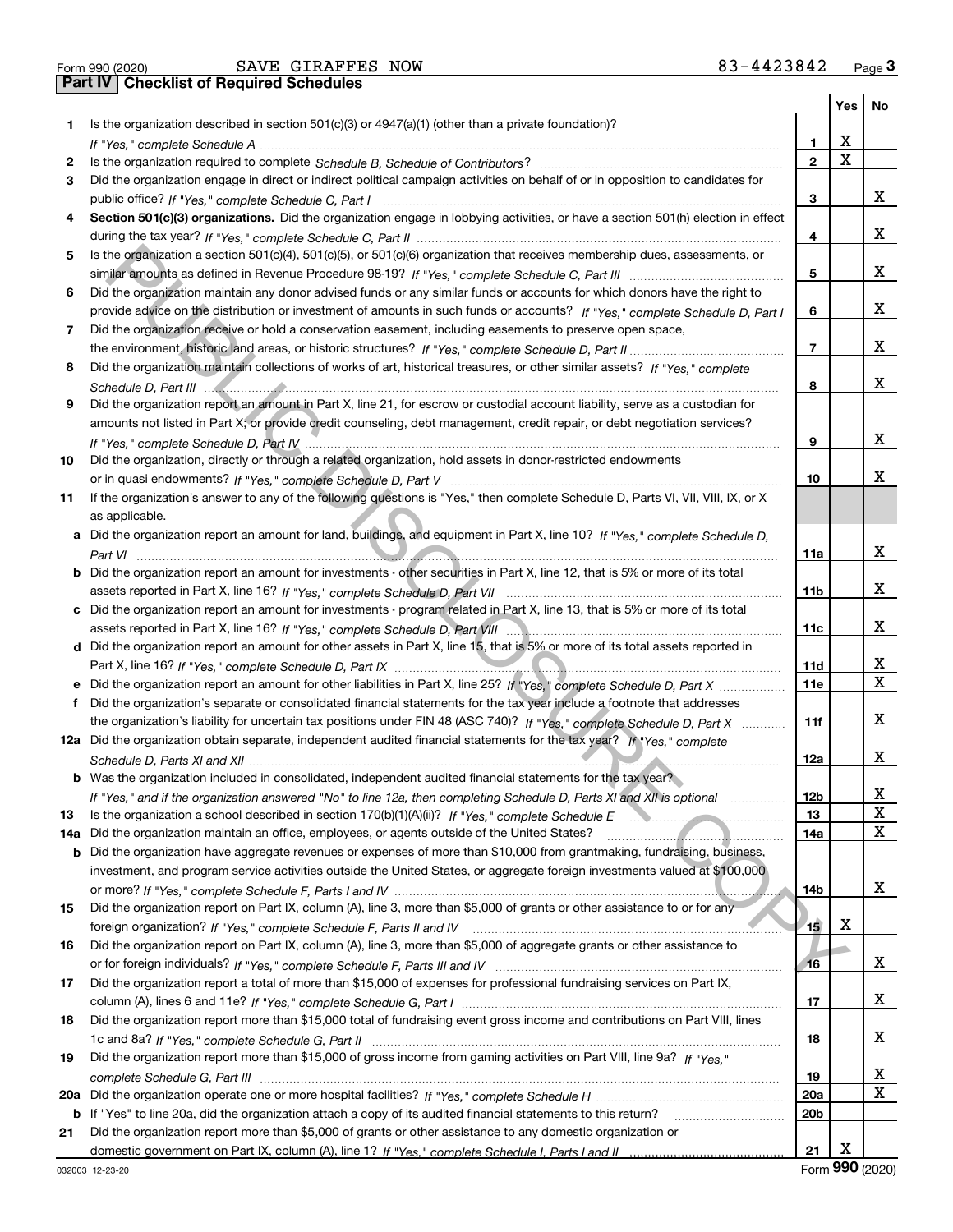Form 990 (2020) SAVE GIRAFFES NOW 83-4423842 Page 3

**Part IV Checklist of Required Schedules**

| | | | Yes | No |
|---|---|---|---|---|
| 1 | Is the organization described in section 501(c)(3) or 4947(a)(1) (other than a private foundation)? *If "Yes," complete Schedule A* | 1 | X | |
| 2 | Is the organization required to complete *Schedule B, Schedule of Contributors*? | 2 | X | |
| 3 | Did the organization engage in direct or indirect political campaign activities on behalf of or in opposition to candidates for public office? *If "Yes," complete Schedule C, Part I* | 3 | | X |
| 4 | **Section 501(c)(3) organizations.** Did the organization engage in lobbying activities, or have a section 501(h) election in effect during the tax year? *If "Yes," complete Schedule C, Part II* | 4 | | X |
| 5 | Is the organization a section 501(c)(4), 501(c)(5), or 501(c)(6) organization that receives membership dues, assessments, or similar amounts as defined in Revenue Procedure 98-19? *If "Yes," complete Schedule C, Part III* | 5 | | X |
| 6 | Did the organization maintain any donor advised funds or any similar funds or accounts for which donors have the right to provide advice on the distribution or investment of amounts in such funds or accounts? *If "Yes," complete Schedule D, Part I* | 6 | | X |
| 7 | Did the organization receive or hold a conservation easement, including easements to preserve open space, the environment, historic land areas, or historic structures? *If "Yes," complete Schedule D, Part II* | 7 | | X |
| 8 | Did the organization maintain collections of works of art, historical treasures, or other similar assets? *If "Yes," complete Schedule D, Part III* | 8 | | X |
| 9 | Did the organization report an amount in Part X, line 21, for escrow or custodial account liability, serve as a custodian for amounts not listed in Part X; or provide credit counseling, debt management, credit repair, or debt negotiation services? *If "Yes," complete Schedule D, Part IV* | 9 | | X |
| 10 | Did the organization, directly or through a related organization, hold assets in donor-restricted endowments or in quasi endowments? *If "Yes," complete Schedule D, Part V* | 10 | | X |
| 11 | If the organization's answer to any of the following questions is "Yes," then complete Schedule D, Parts VI, VII, VIII, IX, or X as applicable. | | | |
| a | Did the organization report an amount for land, buildings, and equipment in Part X, line 10? *If "Yes," complete Schedule D, Part VI* | 11a | | X |
| b | Did the organization report an amount for investments - other securities in Part X, line 12, that is 5% or more of its total assets reported in Part X, line 16? *If "Yes," complete Schedule D, Part VII* | 11b | | X |
| c | Did the organization report an amount for investments - program related in Part X, line 13, that is 5% or more of its total assets reported in Part X, line 16? *If "Yes," complete Schedule D, Part VIII* | 11c | | X |
| d | Did the organization report an amount for other assets in Part X, line 15, that is 5% or more of its total assets reported in Part X, line 16? *If "Yes," complete Schedule D, Part IX* | 11d | | X |
| e | Did the organization report an amount for other liabilities in Part X, line 25? *If "Yes," complete Schedule D, Part X* | 11e | | X |
| f | Did the organization's separate or consolidated financial statements for the tax year include a footnote that addresses the organization's liability for uncertain tax positions under FIN 48 (ASC 740)? *If "Yes," complete Schedule D, Part X* | 11f | | X |
| 12a | Did the organization obtain separate, independent audited financial statements for the tax year? *If "Yes," complete Schedule D, Parts XI and XII* | 12a | | X |
| b | Was the organization included in consolidated, independent audited financial statements for the tax year? *If "Yes," and if the organization answered "No" to line 12a, then completing Schedule D, Parts XI and XII is optional* | 12b | | X |
| 13 | Is the organization a school described in section 170(b)(1)(A)(ii)? *If "Yes," complete Schedule E* | 13 | | X |
| 14a | Did the organization maintain an office, employees, or agents outside of the United States? | 14a | | X |
| b | Did the organization have aggregate revenues or expenses of more than $10,000 from grantmaking, fundraising, business, investment, and program service activities outside the United States, or aggregate foreign investments valued at $100,000 or more? *If "Yes," complete Schedule F, Parts I and IV* | 14b | | X |
| 15 | Did the organization report on Part IX, column (A), line 3, more than $5,000 of grants or other assistance to or for any foreign organization? *If "Yes," complete Schedule F, Parts II and IV* | 15 | X | |
| 16 | Did the organization report on Part IX, column (A), line 3, more than $5,000 of aggregate grants or other assistance to or for foreign individuals? *If "Yes," complete Schedule F, Parts III and IV* | 16 | | X |
| 17 | Did the organization report a total of more than $15,000 of expenses for professional fundraising services on Part IX, column (A), lines 6 and 11e? *If "Yes," complete Schedule G, Part I* | 17 | | X |
| 18 | Did the organization report more than $15,000 total of fundraising event gross income and contributions on Part VIII, lines 1c and 8a? *If "Yes," complete Schedule G, Part II* | 18 | | X |
| 19 | Did the organization report more than $15,000 of gross income from gaming activities on Part VIII, line 9a? *If "Yes," complete Schedule G, Part III* | 19 | | X |
| 20a | Did the organization operate one or more hospital facilities? *If "Yes," complete Schedule H* | 20a | | X |
| b | If "Yes" to line 20a, did the organization attach a copy of its audited financial statements to this return? | 20b | | |
| 21 | Did the organization report more than $5,000 of grants or other assistance to any domestic organization or domestic government on Part IX, column (A), line 1? *If "Yes," complete Schedule I, Parts I and II* | 21 | X | |

032003 12-23-20 Form **990** (2020)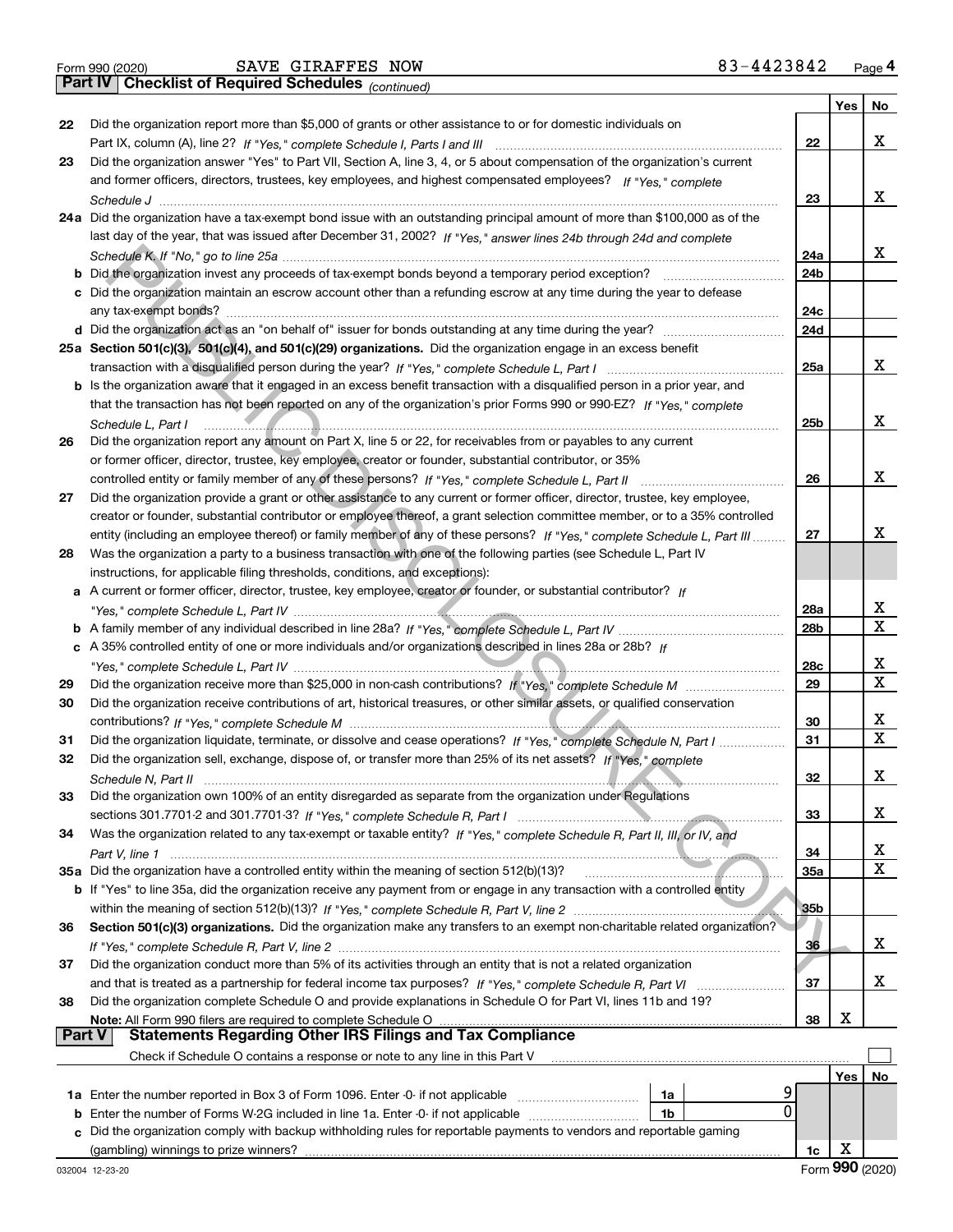Form 990 (2020) SAVE GIRAFFES NOW 83-4423842 Page 4

**Part IV | Checklist of Required Schedules** *(continued)*

| | | | Yes | No |
|---|---|---|---|---|
| 22 | Did the organization report more than $5,000 of grants or other assistance to or for domestic individuals on Part IX, column (A), line 2? *If "Yes," complete Schedule I, Parts I and III* | 22 | | X |
| 23 | Did the organization answer "Yes" to Part VII, Section A, line 3, 4, or 5 about compensation of the organization's current and former officers, directors, trustees, key employees, and highest compensated employees? *If "Yes," complete Schedule J* | 23 | | X |
| 24a | Did the organization have a tax-exempt bond issue with an outstanding principal amount of more than $100,000 as of the last day of the year, that was issued after December 31, 2002? *If "Yes," answer lines 24b through 24d and complete Schedule K. If "No," go to line 25a* | 24a | | X |
| b | Did the organization invest any proceeds of tax-exempt bonds beyond a temporary period exception? | 24b | | |
| c | Did the organization maintain an escrow account other than a refunding escrow at any time during the year to defease any tax-exempt bonds? | 24c | | |
| d | Did the organization act as an "on behalf of" issuer for bonds outstanding at any time during the year? | 24d | | |
| 25a | **Section 501(c)(3), 501(c)(4), and 501(c)(29) organizations.** Did the organization engage in an excess benefit transaction with a disqualified person during the year? *If "Yes," complete Schedule L, Part I* | 25a | | X |
| b | Is the organization aware that it engaged in an excess benefit transaction with a disqualified person in a prior year, and that the transaction has not been reported on any of the organization's prior Forms 990 or 990-EZ? *If "Yes," complete Schedule L, Part I* | 25b | | X |
| 26 | Did the organization report any amount on Part X, line 5 or 22, for receivables from or payables to any current or former officer, director, trustee, key employee, creator or founder, substantial contributor, or 35% controlled entity or family member of any of these persons? *If "Yes," complete Schedule L, Part II* | 26 | | X |
| 27 | Did the organization provide a grant or other assistance to any current or former officer, director, trustee, key employee, creator or founder, substantial contributor or employee thereof, a grant selection committee member, or to a 35% controlled entity (including an employee thereof) or family member of any of these persons? *If "Yes," complete Schedule L, Part III* | 27 | | X |
| 28 | Was the organization a party to a business transaction with one of the following parties (see Schedule L, Part IV instructions, for applicable filing thresholds, conditions, and exceptions): | | | |
| a | A current or former officer, director, trustee, key employee, creator or founder, or substantial contributor? *If "Yes," complete Schedule L, Part IV* | 28a | | X |
| b | A family member of any individual described in line 28a? *If "Yes," complete Schedule L, Part IV* | 28b | | X |
| c | A 35% controlled entity of one or more individuals and/or organizations described in lines 28a or 28b? *If "Yes," complete Schedule L, Part IV* | 28c | | X |
| 29 | Did the organization receive more than $25,000 in non-cash contributions? *If "Yes," complete Schedule M* | 29 | | X |
| 30 | Did the organization receive contributions of art, historical treasures, or other similar assets, or qualified conservation contributions? *If "Yes," complete Schedule M* | 30 | | X |
| 31 | Did the organization liquidate, terminate, or dissolve and cease operations? *If "Yes," complete Schedule N, Part I* | 31 | | X |
| 32 | Did the organization sell, exchange, dispose of, or transfer more than 25% of its net assets? *If "Yes," complete Schedule N, Part II* | 32 | | X |
| 33 | Did the organization own 100% of an entity disregarded as separate from the organization under Regulations sections 301.7701-2 and 301.7701-3? *If "Yes," complete Schedule R, Part I* | 33 | | X |
| 34 | Was the organization related to any tax-exempt or taxable entity? *If "Yes," complete Schedule R, Part II, III, or IV, and Part V, line 1* | 34 | | X |
| 35a | Did the organization have a controlled entity within the meaning of section 512(b)(13)? | 35a | | X |
| b | If "Yes" to line 35a, did the organization receive any payment from or engage in any transaction with a controlled entity within the meaning of section 512(b)(13)? *If "Yes," complete Schedule R, Part V, line 2* | 35b | | |
| 36 | **Section 501(c)(3) organizations.** Did the organization make any transfers to an exempt non-charitable related organization? *If "Yes," complete Schedule R, Part V, line 2* | 36 | | X |
| 37 | Did the organization conduct more than 5% of its activities through an entity that is not a related organization and that is treated as a partnership for federal income tax purposes? *If "Yes," complete Schedule R, Part VI* | 37 | | X |
| 38 | Did the organization complete Schedule O and provide explanations in Schedule O for Part VI, lines 11b and 19? **Note:** All Form 990 filers are required to complete Schedule O | 38 | X | |

**Part V | Statements Regarding Other IRS Filings and Tax Compliance**

Check if Schedule O contains a response or note to any line in this Part V ☐

| | | | | | Yes | No |
|---|---|---|---|---|---|---|
| 1a | Enter the number reported in Box 3 of Form 1096. Enter -0- if not applicable | 1a | 9 | | | |
| b | Enter the number of Forms W-2G included in line 1a. Enter -0- if not applicable | 1b | 0 | | | |
| c | Did the organization comply with backup withholding rules for reportable payments to vendors and reportable gaming (gambling) winnings to prize winners? | | | 1c | X | |

032004 12-23-20 Form **990** (2020)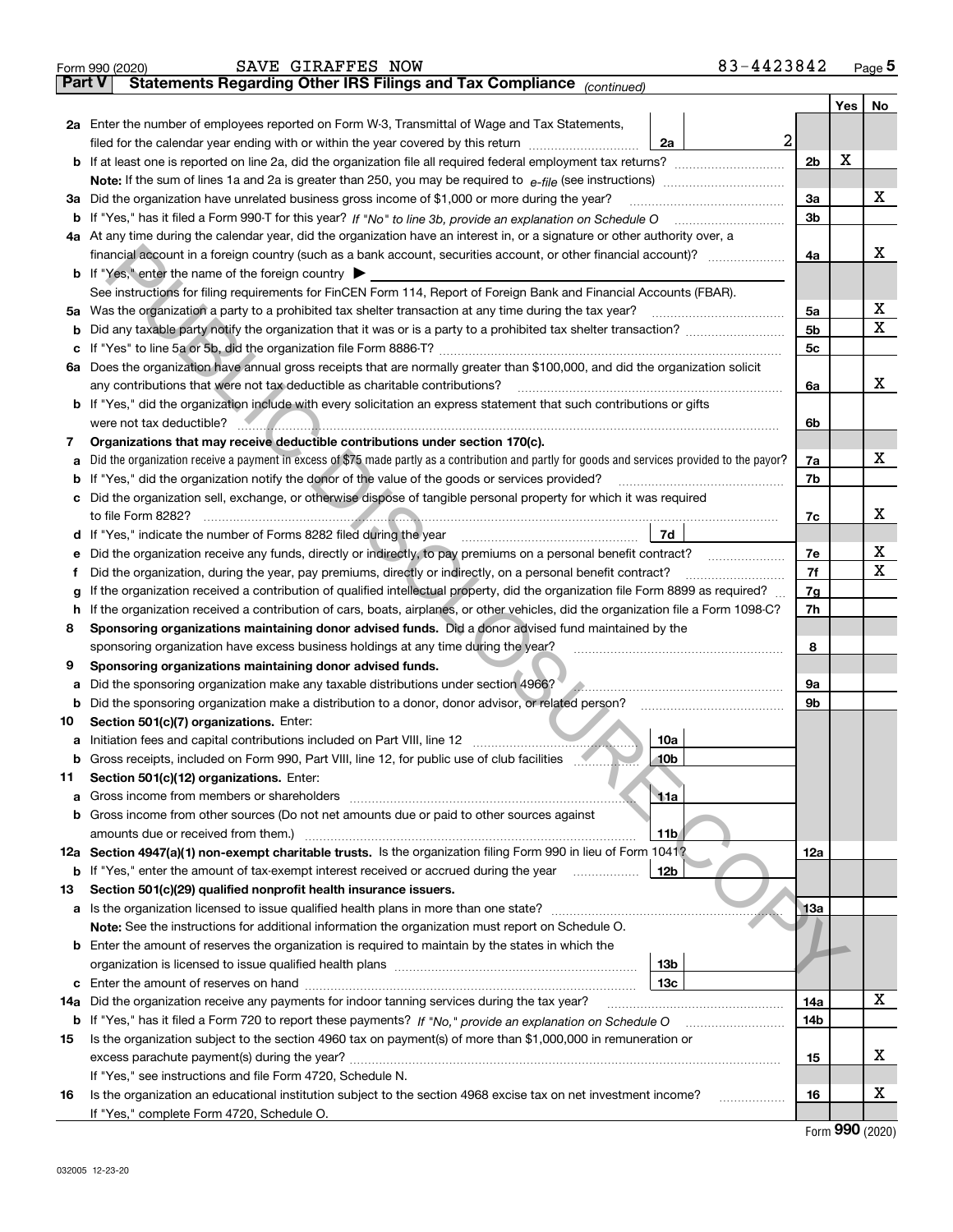Form 990 (2020) SAVE GIRAFFES NOW 83-4423842 Page 5

**Part V Statements Regarding Other IRS Filings and Tax Compliance** *(continued)*

| | | | | | Yes | No |
|---|---|---|---|---|---|---|
| **2a** | Enter the number of employees reported on Form W-3, Transmittal of Wage and Tax Statements, filed for the calendar year ending with or within the year covered by this return | 2a | 2 | | | |
| **b** | If at least one is reported on line 2a, did the organization file all required federal employment tax returns? | | | 2b | X | |
| | **Note:** If the sum of lines 1a and 2a is greater than 250, you may be required to *e-file* (see instructions) | | | | | |
| **3a** | Did the organization have unrelated business gross income of $1,000 or more during the year? | | | 3a | | X |
| **b** | If "Yes," has it filed a Form 990-T for this year? *If "No" to line 3b, provide an explanation on Schedule O* | | | 3b | | |
| **4a** | At any time during the calendar year, did the organization have an interest in, or a signature or other authority over, a financial account in a foreign country (such as a bank account, securities account, or other financial account)? | | | 4a | | X |
| **b** | If "Yes," enter the name of the foreign country ▶ | | | | | |
| | See instructions for filing requirements for FinCEN Form 114, Report of Foreign Bank and Financial Accounts (FBAR). | | | | | |
| **5a** | Was the organization a party to a prohibited tax shelter transaction at any time during the tax year? | | | 5a | | X |
| **b** | Did any taxable party notify the organization that it was or is a party to a prohibited tax shelter transaction? | | | 5b | | X |
| **c** | If "Yes" to line 5a or 5b, did the organization file Form 8886-T? | | | 5c | | |
| **6a** | Does the organization have annual gross receipts that are normally greater than $100,000, and did the organization solicit any contributions that were not tax deductible as charitable contributions? | | | 6a | | X |
| **b** | If "Yes," did the organization include with every solicitation an express statement that such contributions or gifts were not tax deductible? | | | 6b | | |
| **7** | **Organizations that may receive deductible contributions under section 170(c).** | | | | | |
| **a** | Did the organization receive a payment in excess of $75 made partly as a contribution and partly for goods and services provided to the payor? | | | 7a | | X |
| **b** | If "Yes," did the organization notify the donor of the value of the goods or services provided? | | | 7b | | |
| **c** | Did the organization sell, exchange, or otherwise dispose of tangible personal property for which it was required to file Form 8282? | | | 7c | | X |
| **d** | If "Yes," indicate the number of Forms 8282 filed during the year | 7d | | | | |
| **e** | Did the organization receive any funds, directly or indirectly, to pay premiums on a personal benefit contract? | | | 7e | | X |
| **f** | Did the organization, during the year, pay premiums, directly or indirectly, on a personal benefit contract? | | | 7f | | X |
| **g** | If the organization received a contribution of qualified intellectual property, did the organization file Form 8899 as required? | | | 7g | | |
| **h** | If the organization received a contribution of cars, boats, airplanes, or other vehicles, did the organization file a Form 1098-C? | | | 7h | | |
| **8** | **Sponsoring organizations maintaining donor advised funds.** Did a donor advised fund maintained by the sponsoring organization have excess business holdings at any time during the year? | | | 8 | | |
| **9** | **Sponsoring organizations maintaining donor advised funds.** | | | | | |
| **a** | Did the sponsoring organization make any taxable distributions under section 4966? | | | 9a | | |
| **b** | Did the sponsoring organization make a distribution to a donor, donor advisor, or related person? | | | 9b | | |
| **10** | **Section 501(c)(7) organizations.** Enter: | | | | | |
| **a** | Initiation fees and capital contributions included on Part VIII, line 12 | 10a | | | | |
| **b** | Gross receipts, included on Form 990, Part VIII, line 12, for public use of club facilities | 10b | | | | |
| **11** | **Section 501(c)(12) organizations.** Enter: | | | | | |
| **a** | Gross income from members or shareholders | 11a | | | | |
| **b** | Gross income from other sources (Do not net amounts due or paid to other sources against amounts due or received from them.) | 11b | | | | |
| **12a** | **Section 4947(a)(1) non-exempt charitable trusts.** Is the organization filing Form 990 in lieu of Form 1041? | | | 12a | | |
| **b** | If "Yes," enter the amount of tax-exempt interest received or accrued during the year | 12b | | | | |
| **13** | **Section 501(c)(29) qualified nonprofit health insurance issuers.** | | | | | |
| **a** | Is the organization licensed to issue qualified health plans in more than one state? | | | 13a | | |
| | **Note:** See the instructions for additional information the organization must report on Schedule O. | | | | | |
| **b** | Enter the amount of reserves the organization is required to maintain by the states in which the organization is licensed to issue qualified health plans | 13b | | | | |
| **c** | Enter the amount of reserves on hand | 13c | | | | |
| **14a** | Did the organization receive any payments for indoor tanning services during the tax year? | | | 14a | | X |
| **b** | If "Yes," has it filed a Form 720 to report these payments? *If "No," provide an explanation on Schedule O* | | | 14b | | |
| **15** | Is the organization subject to the section 4960 tax on payment(s) of more than $1,000,000 in remuneration or excess parachute payment(s) during the year? | | | 15 | | X |
| | If "Yes," see instructions and file Form 4720, Schedule N. | | | | | |
| **16** | Is the organization an educational institution subject to the section 4968 excise tax on net investment income? | | | 16 | | X |
| | If "Yes," complete Form 4720, Schedule O. | | | | | |

Form **990** (2020)

032005 12-23-20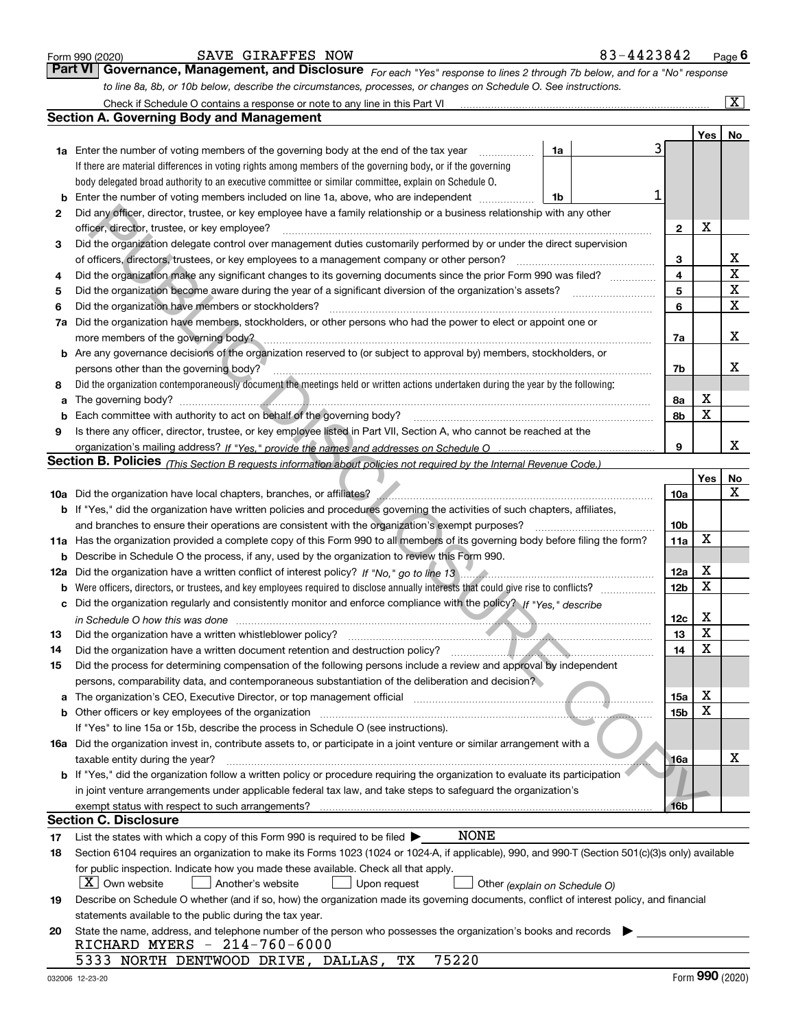Form 990 (2020) SAVE GIRAFFES NOW 83-4423842

## Part VI Governance, Management, and Disclosure

*For each "Yes" response to lines 2 through 7b below, and for a "No" response to line 8a, 8b, or 10b below, describe the circumstances, processes, or changes on Schedule O. See instructions.*

Check if Schedule O contains a response or note to any line in this Part VI [X]

### Section A. Governing Body and Management

| | | | | Yes | No |
|---|---|---|---|---|---|
| **1a** | Enter the number of voting members of the governing body at the end of the tax year (1a) | 3 | | | |
| | If there are material differences in voting rights among members of the governing body, or if the governing body delegated broad authority to an executive committee or similar committee, explain on Schedule O. | | | | |
| **b** | Enter the number of voting members included on line 1a, above, who are independent (1b) | 1 | | | |
| **2** | Did any officer, director, trustee, or key employee have a family relationship or a business relationship with any other officer, director, trustee, or key employee? | | 2 | X | |
| **3** | Did the organization delegate control over management duties customarily performed by or under the direct supervision of officers, directors, trustees, or key employees to a management company or other person? | | 3 | | X |
| **4** | Did the organization make any significant changes to its governing documents since the prior Form 990 was filed? | | 4 | | X |
| **5** | Did the organization become aware during the year of a significant diversion of the organization's assets? | | 5 | | X |
| **6** | Did the organization have members or stockholders? | | 6 | | X |
| **7a** | Did the organization have members, stockholders, or other persons who had the power to elect or appoint one or more members of the governing body? | | 7a | | X |
| **b** | Are any governance decisions of the organization reserved to (or subject to approval by) members, stockholders, or persons other than the governing body? | | 7b | | X |
| **8** | Did the organization contemporaneously document the meetings held or written actions undertaken during the year by the following: | | | | |
| **a** | The governing body? | | 8a | X | |
| **b** | Each committee with authority to act on behalf of the governing body? | | 8b | X | |
| **9** | Is there any officer, director, trustee, or key employee listed in Part VII, Section A, who cannot be reached at the organization's mailing address? *If "Yes," provide the names and addresses on Schedule O* | | 9 | | X |

### Section B. Policies *(This Section B requests information about policies not required by the Internal Revenue Code.)*

| | | | Yes | No |
|---|---|---|---|---|
| **10a** | Did the organization have local chapters, branches, or affiliates? | 10a | | X |
| **b** | If "Yes," did the organization have written policies and procedures governing the activities of such chapters, affiliates, and branches to ensure their operations are consistent with the organization's exempt purposes? | 10b | | |
| **11a** | Has the organization provided a complete copy of this Form 990 to all members of its governing body before filing the form? | 11a | X | |
| **b** | Describe in Schedule O the process, if any, used by the organization to review this Form 990. | | | |
| **12a** | Did the organization have a written conflict of interest policy? *If "No," go to line 13* | 12a | X | |
| **b** | Were officers, directors, or trustees, and key employees required to disclose annually interests that could give rise to conflicts? | 12b | X | |
| **c** | Did the organization regularly and consistently monitor and enforce compliance with the policy? *If "Yes," describe in Schedule O how this was done* | 12c | X | |
| **13** | Did the organization have a written whistleblower policy? | 13 | X | |
| **14** | Did the organization have a written document retention and destruction policy? | 14 | X | |
| **15** | Did the process for determining compensation of the following persons include a review and approval by independent persons, comparability data, and contemporaneous substantiation of the deliberation and decision? | | | |
| **a** | The organization's CEO, Executive Director, or top management official | 15a | X | |
| **b** | Other officers or key employees of the organization | 15b | X | |
| | If "Yes" to line 15a or 15b, describe the process in Schedule O (see instructions). | | | |
| **16a** | Did the organization invest in, contribute assets to, or participate in a joint venture or similar arrangement with a taxable entity during the year? | 16a | | X |
| **b** | If "Yes," did the organization follow a written policy or procedure requiring the organization to evaluate its participation in joint venture arrangements under applicable federal tax law, and take steps to safeguard the organization's exempt status with respect to such arrangements? | 16b | | |

### Section C. Disclosure

**17** List the states with which a copy of this Form 990 is required to be filed ▶ NONE

**18** Section 6104 requires an organization to make its Forms 1023 (1024 or 1024-A, if applicable), 990, and 990-T (Section 501(c)(3)s only) available for public inspection. Indicate how you made these available. Check all that apply.

[X] Own website [ ] Another's website [ ] Upon request [ ] Other *(explain on Schedule O)*

**19** Describe on Schedule O whether (and if so, how) the organization made its governing documents, conflict of interest policy, and financial statements available to the public during the tax year.

**20** State the name, address, and telephone number of the person who possesses the organization's books and records ▶

RICHARD MYERS - 214-760-6000
5333 NORTH DENTWOOD DRIVE, DALLAS, TX 75220

032006 12-23-20 Form 990 (2020)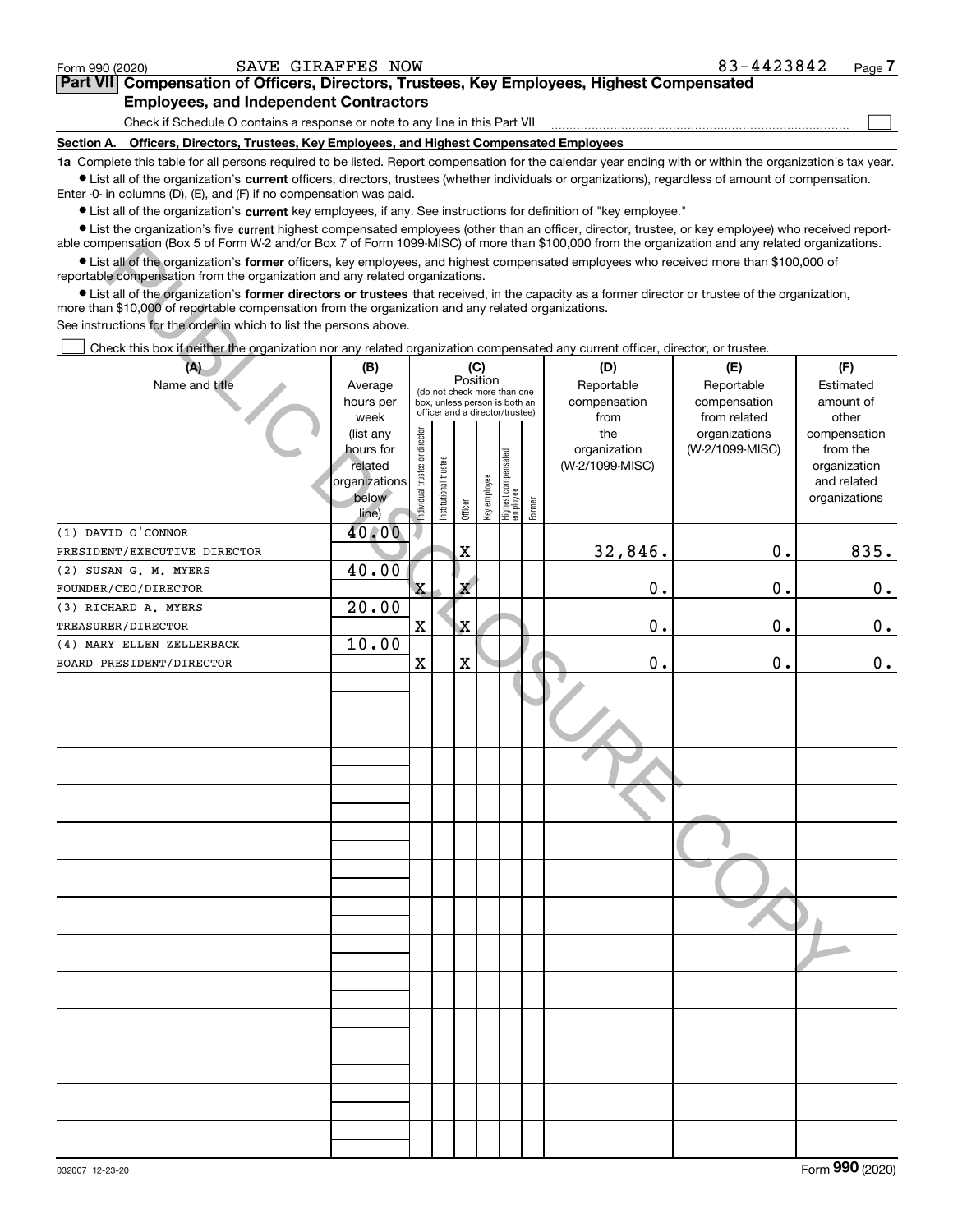Form 990 (2020) SAVE GIRAFFES NOW 83-4423842 Page **7**

## Part VII Compensation of Officers, Directors, Trustees, Key Employees, Highest Compensated Employees, and Independent Contractors

Check if Schedule O contains a response or note to any line in this Part VII ☐

### Section A. Officers, Directors, Trustees, Key Employees, and Highest Compensated Employees

**1a** Complete this table for all persons required to be listed. Report compensation for the calendar year ending with or within the organization's tax year.

- List all of the organization's **current** officers, directors, trustees (whether individuals or organizations), regardless of amount of compensation. Enter -0- in columns (D), (E), and (F) if no compensation was paid.
- List all of the organization's **current** key employees, if any. See instructions for definition of "key employee."
- List the organization's five **current** highest compensated employees (other than an officer, director, trustee, or key employee) who received reportable compensation (Box 5 of Form W-2 and/or Box 7 of Form 1099-MISC) of more than $100,000 from the organization and any related organizations.
- List all of the organization's **former** officers, key employees, and highest compensated employees who received more than $100,000 of reportable compensation from the organization and any related organizations.
- List all of the organization's **former directors or trustees** that received, in the capacity as a former director or trustee of the organization, more than $10,000 of reportable compensation from the organization and any related organizations.

See instructions for the order in which to list the persons above.

☐ Check this box if neither the organization nor any related organization compensated any current officer, director, or trustee.

| (A) Name and title | (B) Average hours per week (list any hours for related organizations below line) | (C) Position: Individual trustee or director | Institutional trustee | Officer | Key employee | Highest compensated employee | Former | (D) Reportable compensation from the organization (W-2/1099-MISC) | (E) Reportable compensation from related organizations (W-2/1099-MISC) | (F) Estimated amount of other compensation from the organization and related organizations |
|---|---|---|---|---|---|---|---|---|---|---|
| (1) DAVID O'CONNOR<br>PRESIDENT/EXECUTIVE DIRECTOR | 40.00 | | | X | | | | 32,846. | 0. | 835. |
| (2) SUSAN G. M. MYERS<br>FOUNDER/CEO/DIRECTOR | 40.00 | X | | X | | | | 0. | 0. | 0. |
| (3) RICHARD A. MYERS<br>TREASURER/DIRECTOR | 20.00 | X | | X | | | | 0. | 0. | 0. |
| (4) MARY ELLEN ZELLERBACK<br>BOARD PRESIDENT/DIRECTOR | 10.00 | X | | X | | | | 0. | 0. | 0. |

032007 12-23-20 Form **990** (2020)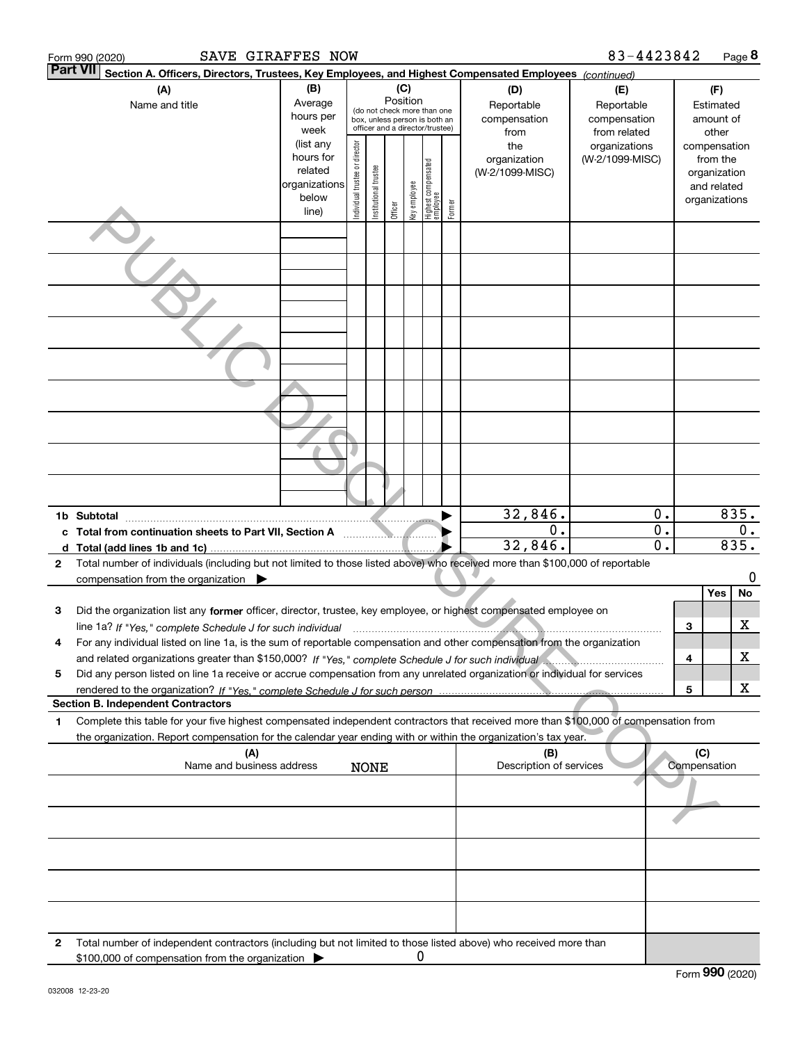Form 990 (2020) SAVE GIRAFFES NOW 83-4423842

**Part VII Section A. Officers, Directors, Trustees, Key Employees, and Highest Compensated Employees** *(continued)*

| (A) Name and title | (B) Average hours per week (list any hours for related organizations below line) | (C) Position: Individual trustee or director | Institutional trustee | Officer | Key employee | Highest compensated employee | Former | (D) Reportable compensation from the organization (W-2/1099-MISC) | (E) Reportable compensation from related organizations (W-2/1099-MISC) | (F) Estimated amount of other compensation from the organization and related organizations |
|---|---|---|---|---|---|---|---|---|---|---|
| | | | | | | | | | | |
| | | | | | | | | | | |
| | | | | | | | | | | |
| | | | | | | | | | | |
| | | | | | | | | | | |
| | | | | | | | | | | |
| | | | | | | | | | | |
| | | | | | | | | | | |
| | | | | | | | | | | |
| **1b Subtotal** | | | | | | | | 32,846. | 0. | 835. |
| **c Total from continuation sheets to Part VII, Section A** | | | | | | | | 0. | 0. | 0. |
| **d Total (add lines 1b and 1c)** | | | | | | | | 32,846. | 0. | 835. |

**2** Total number of individuals (including but not limited to those listed above) who received more than $100,000 of reportable compensation from the organization ▶ 0

| | | | Yes | No |
|---|---|---|---|---|
| **3** | Did the organization list any **former** officer, director, trustee, key employee, or highest compensated employee on line 1a? *If "Yes," complete Schedule J for such individual* | 3 | | X |
| **4** | For any individual listed on line 1a, is the sum of reportable compensation and other compensation from the organization and related organizations greater than $150,000? *If "Yes," complete Schedule J for such individual* | 4 | | X |
| **5** | Did any person listed on line 1a receive or accrue compensation from any unrelated organization or individual for services rendered to the organization? *If "Yes," complete Schedule J for such person* | 5 | | X |

**Section B. Independent Contractors**

**1** Complete this table for your five highest compensated independent contractors that received more than $100,000 of compensation from the organization. Report compensation for the calendar year ending with or within the organization's tax year.

| (A) Name and business address | (B) Description of services | (C) Compensation |
|---|---|---|
| NONE | | |
| | | |
| | | |
| | | |
| | | |

**2** Total number of independent contractors (including but not limited to those listed above) who received more than $100,000 of compensation from the organization ▶ 0

Form **990** (2020)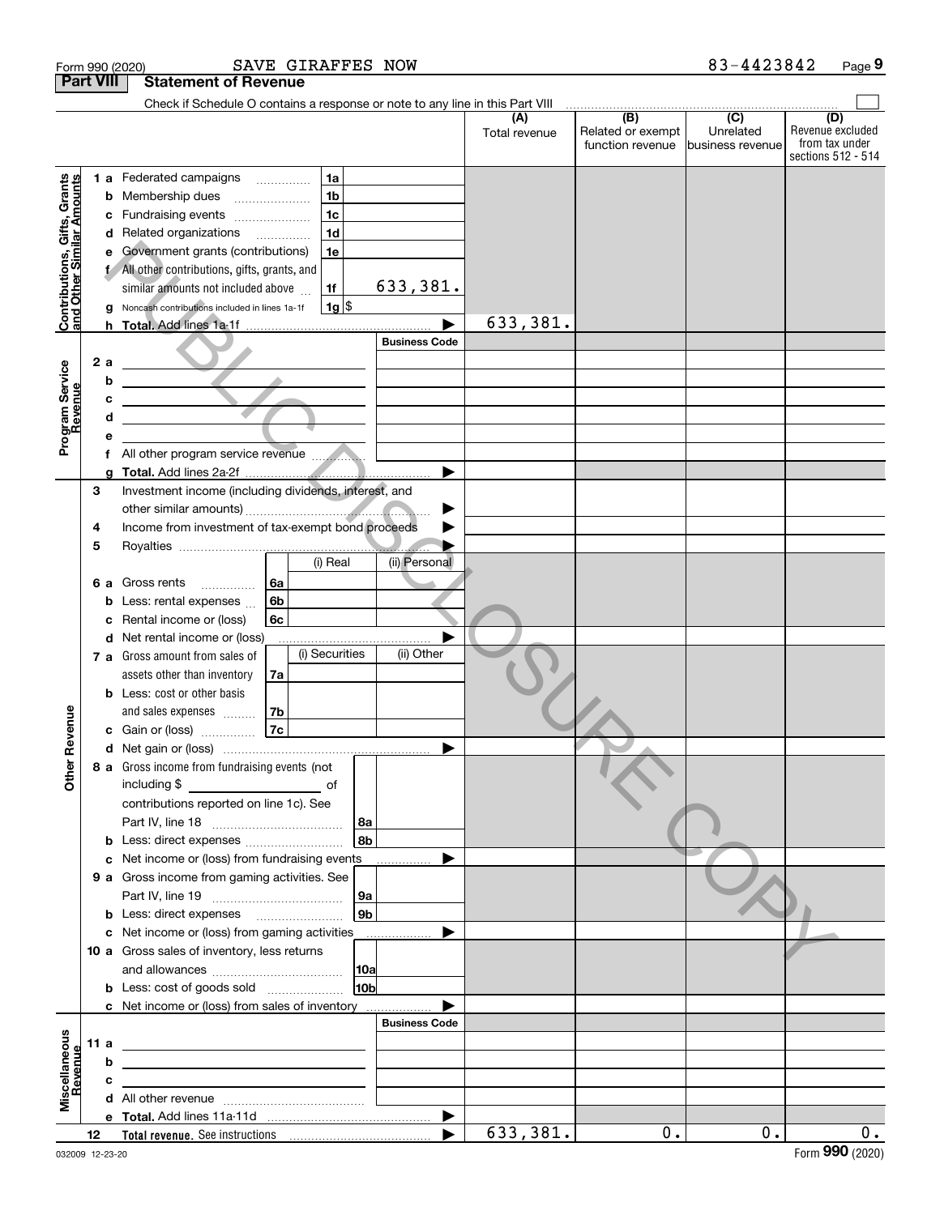Form 990 (2020) SAVE GIRAFFES NOW 83-4423842

## Part VIII Statement of Revenue

Check if Schedule O contains a response or note to any line in this Part VIII

| | | | (A) Total revenue | (B) Related or exempt function revenue | (C) Unrelated business revenue | (D) Revenue excluded from tax under sections 512 - 514 |
|---|---|---|---|---|---|---|
| **Contributions, Gifts, Grants and Other Similar Amounts** | 1a Federated campaigns | 1a | | | | |
| | b Membership dues | 1b | | | | |
| | c Fundraising events | 1c | | | | |
| | d Related organizations | 1d | | | | |
| | e Government grants (contributions) | 1e | | | | |
| | f All other contributions, gifts, grants, and similar amounts not included above | 1f 633,381. | | | | |
| | g Noncash contributions included in lines 1a-1f | 1g $ | | | | |
| | h **Total.** Add lines 1a-1f | | 633,381. | | | |
| **Program Service Revenue** | | Business Code | | | | |
| | 2a | | | | | |
| | b | | | | | |
| | c | | | | | |
| | d | | | | | |
| | e | | | | | |
| | f All other program service revenue | | | | | |
| | g **Total.** Add lines 2a-2f | | | | | |
| **Other Revenue** | 3 Investment income (including dividends, interest, and other similar amounts) | | | | | |
| | 4 Income from investment of tax-exempt bond proceeds | | | | | |
| | 5 Royalties | | | | | |
| | | (i) Real / (ii) Personal | | | | |
| | 6a Gross rents | 6a | | | | |
| | b Less: rental expenses | 6b | | | | |
| | c Rental income or (loss) | 6c | | | | |
| | d Net rental income or (loss) | | | | | |
| | | (i) Securities / (ii) Other | | | | |
| | 7a Gross amount from sales of assets other than inventory | 7a | | | | |
| | b Less: cost or other basis and sales expenses | 7b | | | | |
| | c Gain or (loss) | 7c | | | | |
| | d Net gain or (loss) | | | | | |
| | 8a Gross income from fundraising events (not including $ of contributions reported on line 1c). See Part IV, line 18 | 8a | | | | |
| | b Less: direct expenses | 8b | | | | |
| | c Net income or (loss) from fundraising events | | | | | |
| | 9a Gross income from gaming activities. See Part IV, line 19 | 9a | | | | |
| | b Less: direct expenses | 9b | | | | |
| | c Net income or (loss) from gaming activities | | | | | |
| | 10a Gross sales of inventory, less returns and allowances | 10a | | | | |
| | b Less: cost of goods sold | 10b | | | | |
| | c Net income or (loss) from sales of inventory | | | | | |
| **Miscellaneous Revenue** | | Business Code | | | | |
| | 11a | | | | | |
| | b | | | | | |
| | c | | | | | |
| | d All other revenue | | | | | |
| | e **Total.** Add lines 11a-11d | | | | | |
| | 12 **Total revenue.** See instructions | | 633,381. | 0. | 0. | 0. |

032009 12-23-20 Form **990** (2020)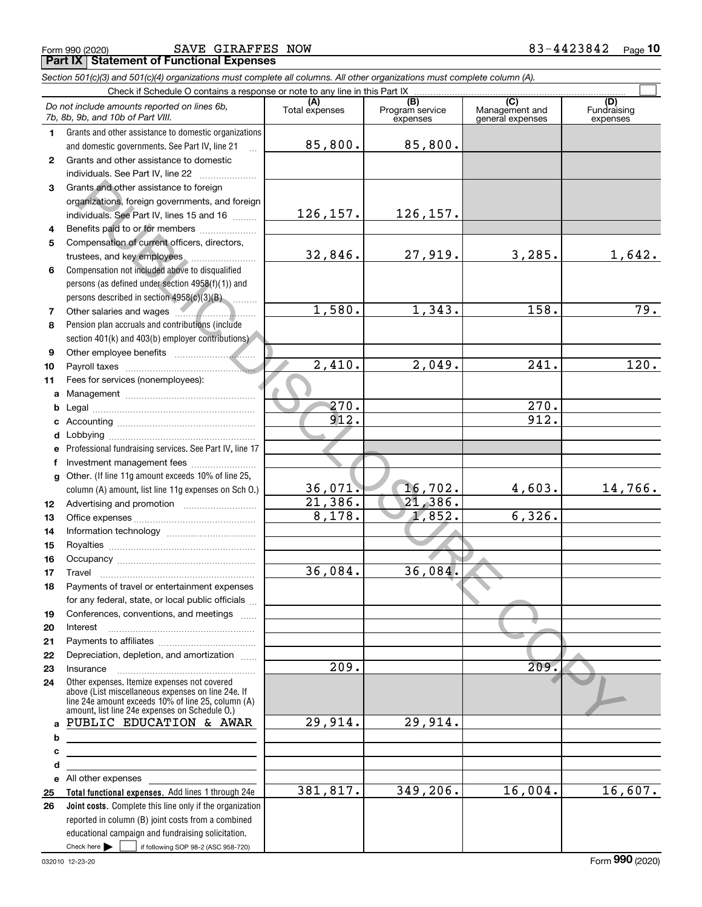Form 990 (2020) SAVE GIRAFFES NOW 83-4423842 Page **10**

## Part IX Statement of Functional Expenses

*Section 501(c)(3) and 501(c)(4) organizations must complete all columns. All other organizations must complete column (A).*

Check if Schedule O contains a response or note to any line in this Part IX

| | *Do not include amounts reported on lines 6b, 7b, 8b, 9b, and 10b of Part VIII.* | (A) Total expenses | (B) Program service expenses | (C) Management and general expenses | (D) Fundraising expenses |
|---|---|---|---|---|---|
| 1 | Grants and other assistance to domestic organizations and domestic governments. See Part IV, line 21 | 85,800. | 85,800. | | |
| 2 | Grants and other assistance to domestic individuals. See Part IV, line 22 | | | | |
| 3 | Grants and other assistance to foreign organizations, foreign governments, and foreign individuals. See Part IV, lines 15 and 16 | 126,157. | 126,157. | | |
| 4 | Benefits paid to or for members | | | | |
| 5 | Compensation of current officers, directors, trustees, and key employees | 32,846. | 27,919. | 3,285. | 1,642. |
| 6 | Compensation not included above to disqualified persons (as defined under section 4958(f)(1)) and persons described in section 4958(c)(3)(B) | | | | |
| 7 | Other salaries and wages | 1,580. | 1,343. | 158. | 79. |
| 8 | Pension plan accruals and contributions (include section 401(k) and 403(b) employer contributions) | | | | |
| 9 | Other employee benefits | | | | |
| 10 | Payroll taxes | 2,410. | 2,049. | 241. | 120. |
| 11 | Fees for services (nonemployees): | | | | |
| a | Management | | | | |
| b | Legal | 270. | | 270. | |
| c | Accounting | 912. | | 912. | |
| d | Lobbying | | | | |
| e | Professional fundraising services. See Part IV, line 17 | | | | |
| f | Investment management fees | | | | |
| g | Other. (If line 11g amount exceeds 10% of line 25, column (A) amount, list line 11g expenses on Sch O.) | 36,071. | 16,702. | 4,603. | 14,766. |
| 12 | Advertising and promotion | 21,386. | 21,386. | | |
| 13 | Office expenses | 8,178. | 1,852. | 6,326. | |
| 14 | Information technology | | | | |
| 15 | Royalties | | | | |
| 16 | Occupancy | | | | |
| 17 | Travel | 36,084. | 36,084. | | |
| 18 | Payments of travel or entertainment expenses for any federal, state, or local public officials | | | | |
| 19 | Conferences, conventions, and meetings | | | | |
| 20 | Interest | | | | |
| 21 | Payments to affiliates | | | | |
| 22 | Depreciation, depletion, and amortization | | | | |
| 23 | Insurance | 209. | | 209. | |
| 24 | Other expenses. Itemize expenses not covered above (List miscellaneous expenses on line 24e. If line 24e amount exceeds 10% of line 25, column (A) amount, list line 24e expenses on Schedule O.) | | | | |
| a | PUBLIC EDUCATION & AWAR | 29,914. | 29,914. | | |
| b | | | | | |
| c | | | | | |
| d | | | | | |
| e | All other expenses | | | | |
| 25 | **Total functional expenses.** Add lines 1 through 24e | 381,817. | 349,206. | 16,004. | 16,607. |
| 26 | **Joint costs.** Complete this line only if the organization reported in column (B) joint costs from a combined educational campaign and fundraising solicitation. Check here ☐ if following SOP 98-2 (ASC 958-720) | | | | |

032010 12-23-20 Form **990** (2020)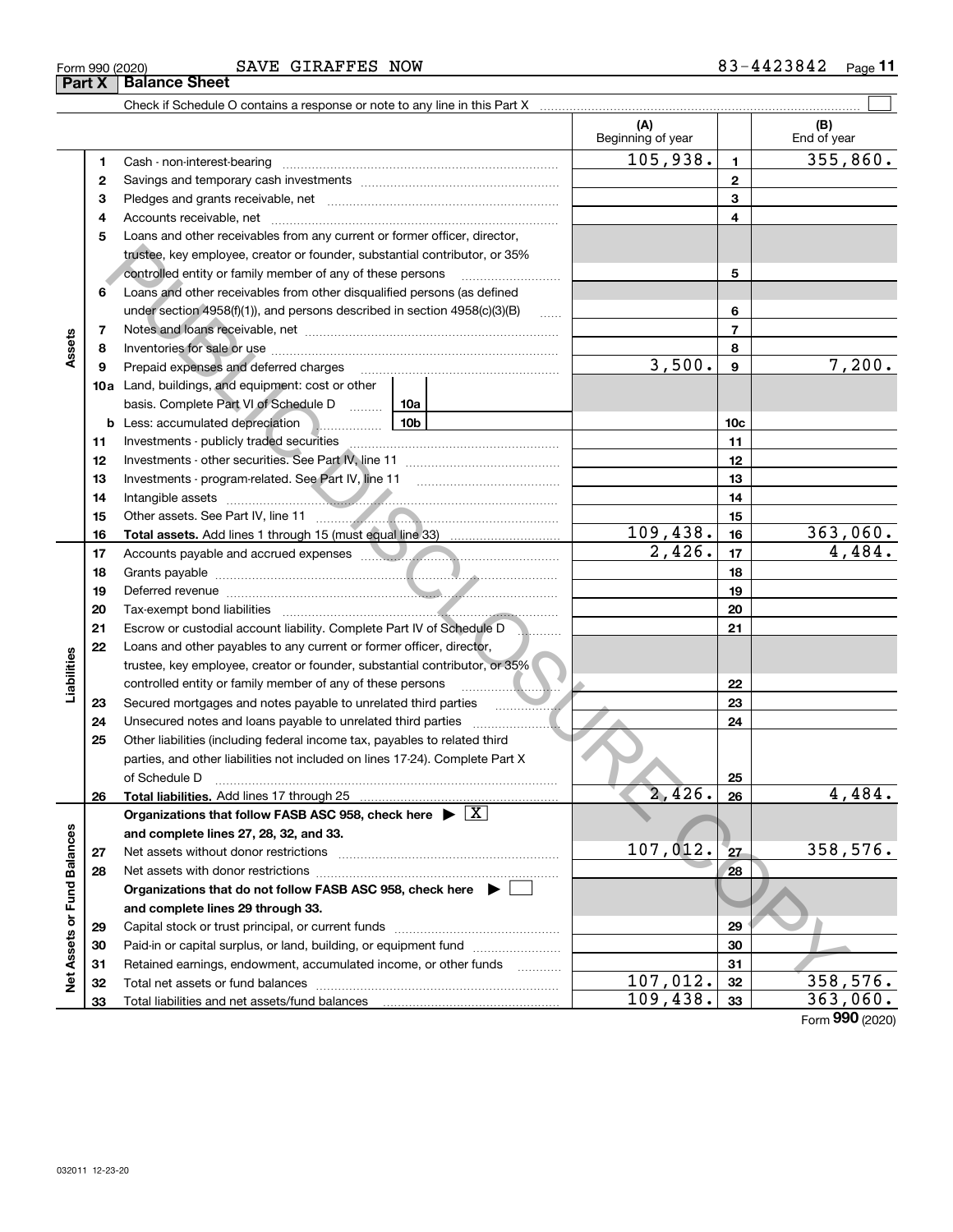Form 990 (2020) SAVE GIRAFFES NOW 83-4423842

## Part X Balance Sheet

Check if Schedule O contains a response or note to any line in this Part X ☐

| | | | (A) Beginning of year | | (B) End of year |
|---|---|---|---|---|---|
| Assets | 1 | Cash - non-interest-bearing | 105,938. | 1 | 355,860. |
| | 2 | Savings and temporary cash investments | | 2 | |
| | 3 | Pledges and grants receivable, net | | 3 | |
| | 4 | Accounts receivable, net | | 4 | |
| | 5 | Loans and other receivables from any current or former officer, director, trustee, key employee, creator or founder, substantial contributor, or 35% controlled entity or family member of any of these persons | | 5 | |
| | 6 | Loans and other receivables from other disqualified persons (as defined under section 4958(f)(1)), and persons described in section 4958(c)(3)(B) | | 6 | |
| | 7 | Notes and loans receivable, net | | 7 | |
| | 8 | Inventories for sale or use | | 8 | |
| | 9 | Prepaid expenses and deferred charges | 3,500. | 9 | 7,200. |
| | 10a | Land, buildings, and equipment: cost or other basis. Complete Part VI of Schedule D 10a | | | |
| | b | Less: accumulated depreciation 10b | | 10c | |
| | 11 | Investments - publicly traded securities | | 11 | |
| | 12 | Investments - other securities. See Part IV, line 11 | | 12 | |
| | 13 | Investments - program-related. See Part IV, line 11 | | 13 | |
| | 14 | Intangible assets | | 14 | |
| | 15 | Other assets. See Part IV, line 11 | | 15 | |
| | 16 | **Total assets.** Add lines 1 through 15 (must equal line 33) | 109,438. | 16 | 363,060. |
| Liabilities | 17 | Accounts payable and accrued expenses | 2,426. | 17 | 4,484. |
| | 18 | Grants payable | | 18 | |
| | 19 | Deferred revenue | | 19 | |
| | 20 | Tax-exempt bond liabilities | | 20 | |
| | 21 | Escrow or custodial account liability. Complete Part IV of Schedule D | | 21 | |
| | 22 | Loans and other payables to any current or former officer, director, trustee, key employee, creator or founder, substantial contributor, or 35% controlled entity or family member of any of these persons | | 22 | |
| | 23 | Secured mortgages and notes payable to unrelated third parties | | 23 | |
| | 24 | Unsecured notes and loans payable to unrelated third parties | | 24 | |
| | 25 | Other liabilities (including federal income tax, payables to related third parties, and other liabilities not included on lines 17-24). Complete Part X of Schedule D | | 25 | |
| | 26 | **Total liabilities.** Add lines 17 through 25 | 2,426. | 26 | 4,484. |
| Net Assets or Fund Balances | | **Organizations that follow FASB ASC 958, check here ▶ ☒ and complete lines 27, 28, 32, and 33.** | | | |
| | 27 | Net assets without donor restrictions | 107,012. | 27 | 358,576. |
| | 28 | Net assets with donor restrictions | | 28 | |
| | | **Organizations that do not follow FASB ASC 958, check here ▶ ☐ and complete lines 29 through 33.** | | | |
| | 29 | Capital stock or trust principal, or current funds | | 29 | |
| | 30 | Paid-in or capital surplus, or land, building, or equipment fund | | 30 | |
| | 31 | Retained earnings, endowment, accumulated income, or other funds | | 31 | |
| | 32 | Total net assets or fund balances | 107,012. | 32 | 358,576. |
| | 33 | Total liabilities and net assets/fund balances | 109,438. | 33 | 363,060. |

Form **990** (2020)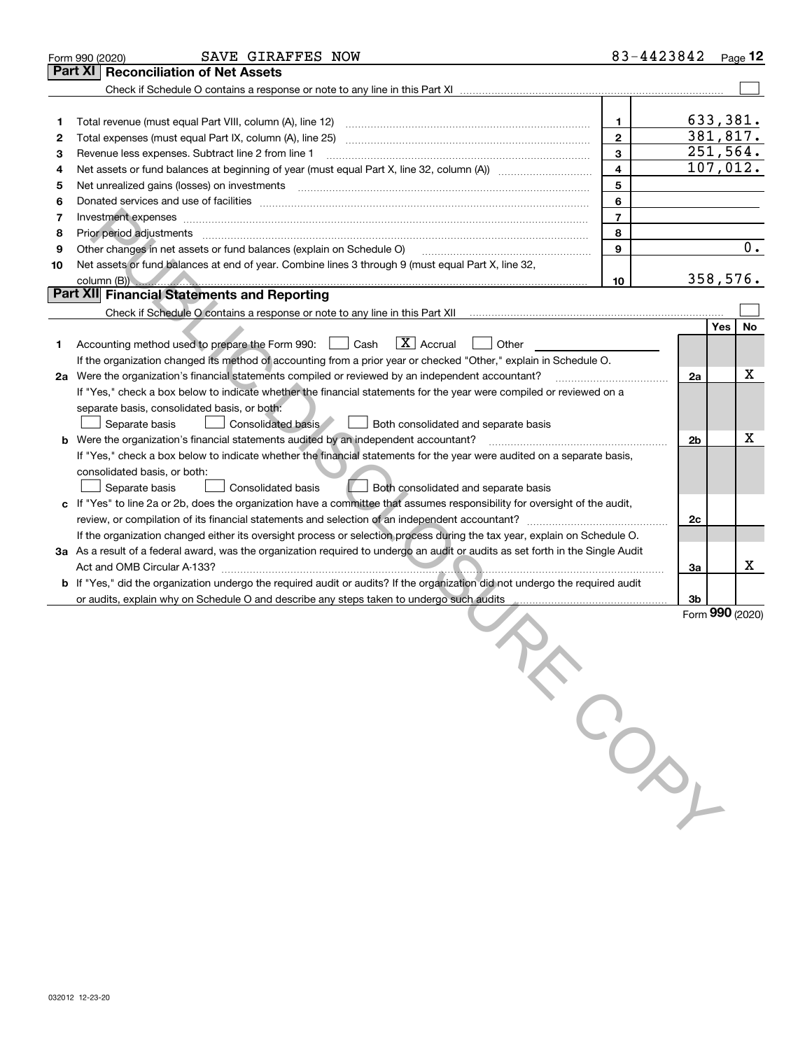Form 990 (2020) SAVE GIRAFFES NOW 83-4423842 Page **12**

## Part XI Reconciliation of Net Assets

Check if Schedule O contains a response or note to any line in this Part XI ☐

| | | Line | Amount |
|---|---|---|---|
| 1 | Total revenue (must equal Part VIII, column (A), line 12) | 1 | 633,381. |
| 2 | Total expenses (must equal Part IX, column (A), line 25) | 2 | 381,817. |
| 3 | Revenue less expenses. Subtract line 2 from line 1 | 3 | 251,564. |
| 4 | Net assets or fund balances at beginning of year (must equal Part X, line 32, column (A)) | 4 | 107,012. |
| 5 | Net unrealized gains (losses) on investments | 5 | |
| 6 | Donated services and use of facilities | 6 | |
| 7 | Investment expenses | 7 | |
| 8 | Prior period adjustments | 8 | |
| 9 | Other changes in net assets or fund balances (explain on Schedule O) | 9 | 0. |
| 10 | Net assets or fund balances at end of year. Combine lines 3 through 9 (must equal Part X, line 32, column (B)) | 10 | 358,576. |

## Part XII Financial Statements and Reporting

Check if Schedule O contains a response or note to any line in this Part XII ☐

| | | | Yes | No |
|---|---|---|---|---|
| 1 | Accounting method used to prepare the Form 990: ☐ Cash ☒ Accrual ☐ Other | | | |
| | If the organization changed its method of accounting from a prior year or checked "Other," explain in Schedule O. | | | |
| 2a | Were the organization's financial statements compiled or reviewed by an independent accountant? | 2a | | X |
| | If "Yes," check a box below to indicate whether the financial statements for the year were compiled or reviewed on a separate basis, consolidated basis, or both: ☐ Separate basis ☐ Consolidated basis ☐ Both consolidated and separate basis | | | |
| b | Were the organization's financial statements audited by an independent accountant? | 2b | | X |
| | If "Yes," check a box below to indicate whether the financial statements for the year were audited on a separate basis, consolidated basis, or both: ☐ Separate basis ☐ Consolidated basis ☐ Both consolidated and separate basis | | | |
| c | If "Yes" to line 2a or 2b, does the organization have a committee that assumes responsibility for oversight of the audit, review, or compilation of its financial statements and selection of an independent accountant? | 2c | | |
| | If the organization changed either its oversight process or selection process during the tax year, explain on Schedule O. | | | |
| 3a | As a result of a federal award, was the organization required to undergo an audit or audits as set forth in the Single Audit Act and OMB Circular A-133? | 3a | | X |
| b | If "Yes," did the organization undergo the required audit or audits? If the organization did not undergo the required audit or audits, explain why on Schedule O and describe any steps taken to undergo such audits | 3b | | |

Form **990** (2020)

032012 12-23-20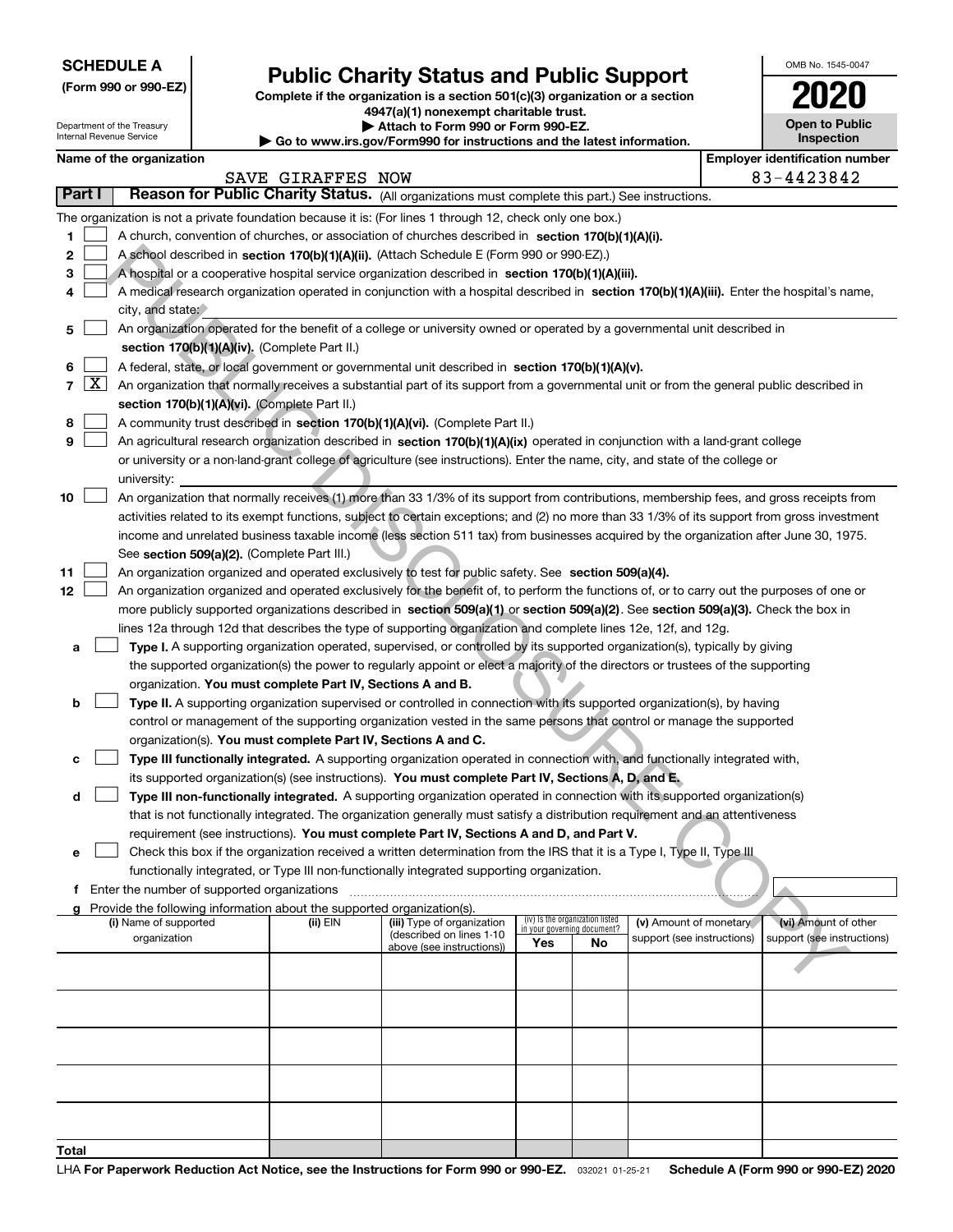**SCHEDULE A (Form 990 or 990-EZ)**

Department of the Treasury
Internal Revenue Service

# Public Charity Status and Public Support

**Complete if the organization is a section 501(c)(3) organization or a section 4947(a)(1) nonexempt charitable trust.**
**▶ Attach to Form 990 or Form 990-EZ.**
**▶ Go to www.irs.gov/Form990 for instructions and the latest information.**

OMB No. 1545-0047

**2020**

**Open to Public Inspection**

**Name of the organization:** SAVE GIRAFFES NOW

**Employer identification number:** 83-4423842

## Part I Reason for Public Charity Status. (All organizations must complete this part.) See instructions.

The organization is not a private foundation because it is: (For lines 1 through 12, check only one box.)

1. ☐ A church, convention of churches, or association of churches described in **section 170(b)(1)(A)(i).**
2. ☐ A school described in **section 170(b)(1)(A)(ii).** (Attach Schedule E (Form 990 or 990-EZ).)
3. ☐ A hospital or a cooperative hospital service organization described in **section 170(b)(1)(A)(iii).**
4. ☐ A medical research organization operated in conjunction with a hospital described in **section 170(b)(1)(A)(iii).** Enter the hospital's name, city, and state:
5. ☐ An organization operated for the benefit of a college or university owned or operated by a governmental unit described in **section 170(b)(1)(A)(iv).** (Complete Part II.)
6. ☐ A federal, state, or local government or governmental unit described in **section 170(b)(1)(A)(v).**
7. ☒ An organization that normally receives a substantial part of its support from a governmental unit or from the general public described in **section 170(b)(1)(A)(vi).** (Complete Part II.)
8. ☐ A community trust described in **section 170(b)(1)(A)(vi).** (Complete Part II.)
9. ☐ An agricultural research organization described in **section 170(b)(1)(A)(ix)** operated in conjunction with a land-grant college or university or a non-land-grant college of agriculture (see instructions). Enter the name, city, and state of the college or university:
10. ☐ An organization that normally receives (1) more than 33 1/3% of its support from contributions, membership fees, and gross receipts from activities related to its exempt functions, subject to certain exceptions; and (2) no more than 33 1/3% of its support from gross investment income and unrelated business taxable income (less section 511 tax) from businesses acquired by the organization after June 30, 1975. See **section 509(a)(2).** (Complete Part III.)
11. ☐ An organization organized and operated exclusively to test for public safety. See **section 509(a)(4).**
12. ☐ An organization organized and operated exclusively for the benefit of, to perform the functions of, or to carry out the purposes of one or more publicly supported organizations described in **section 509(a)(1)** or **section 509(a)(2)**. See **section 509(a)(3).** Check the box in lines 12a through 12d that describes the type of supporting organization and complete lines 12e, 12f, and 12g.
   - **a** ☐ **Type I.** A supporting organization operated, supervised, or controlled by its supported organization(s), typically by giving the supported organization(s) the power to regularly appoint or elect a majority of the directors or trustees of the supporting organization. **You must complete Part IV, Sections A and B.**
   - **b** ☐ **Type II.** A supporting organization supervised or controlled in connection with its supported organization(s), by having control or management of the supporting organization vested in the same persons that control or manage the supported organization(s). **You must complete Part IV, Sections A and C.**
   - **c** ☐ **Type III functionally integrated.** A supporting organization operated in connection with, and functionally integrated with, its supported organization(s) (see instructions). **You must complete Part IV, Sections A, D, and E.**
   - **d** ☐ **Type III non-functionally integrated.** A supporting organization operated in connection with its supported organization(s) that is not functionally integrated. The organization generally must satisfy a distribution requirement and an attentiveness requirement (see instructions). **You must complete Part IV, Sections A and D, and Part V.**
   - **e** ☐ Check this box if the organization received a written determination from the IRS that it is a Type I, Type II, Type III functionally integrated, or Type III non-functionally integrated supporting organization.
   - **f** Enter the number of supported organizations
   - **g** Provide the following information about the supported organization(s).

| (i) Name of supported organization | (ii) EIN | (iii) Type of organization (described on lines 1-10 above (see instructions)) | (iv) Is the organization listed in your governing document? Yes | No | (v) Amount of monetary support (see instructions) | (vi) Amount of other support (see instructions) |
|---|---|---|---|---|---|---|
| | | | | | | |
| | | | | | | |
| | | | | | | |
| | | | | | | |
| | | | | | | |
| **Total** | | | | | | |

LHA **For Paperwork Reduction Act Notice, see the Instructions for Form 990 or 990-EZ.** 032021 01-25-21 **Schedule A (Form 990 or 990-EZ) 2020**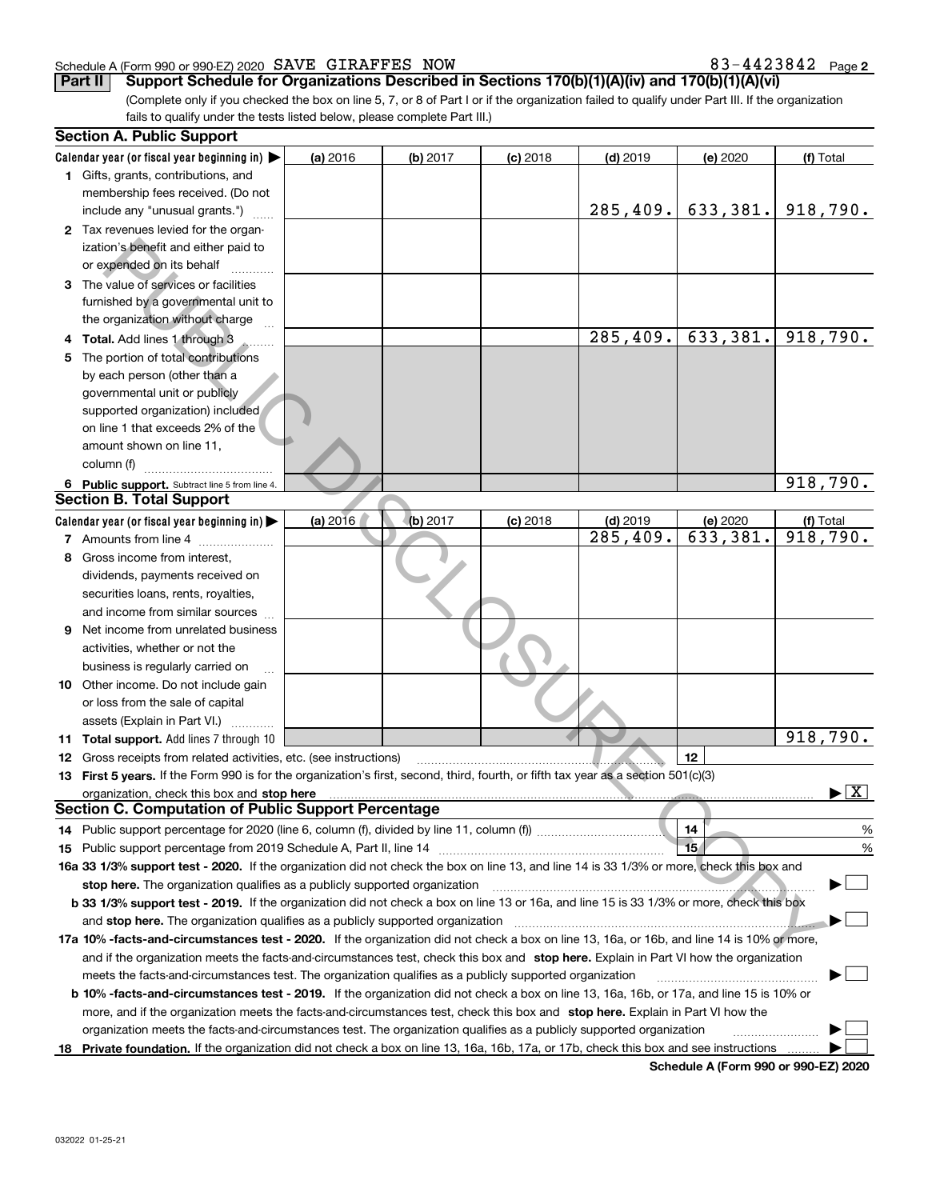Schedule A (Form 990 or 990-EZ) 2020 SAVE GIRAFFES NOW 83-4423842 Page 2

**Part II** **Support Schedule for Organizations Described in Sections 170(b)(1)(A)(iv) and 170(b)(1)(A)(vi)**

(Complete only if you checked the box on line 5, 7, or 8 of Part I or if the organization failed to qualify under Part III. If the organization fails to qualify under the tests listed below, please complete Part III.)

### Section A. Public Support

| Calendar year (or fiscal year beginning in) ▶ | (a) 2016 | (b) 2017 | (c) 2018 | (d) 2019 | (e) 2020 | (f) Total |
|---|---|---|---|---|---|---|
| **1** Gifts, grants, contributions, and membership fees received. (Do not include any "unusual grants.") | | | | 285,409. | 633,381. | 918,790. |
| **2** Tax revenues levied for the organization's benefit and either paid to or expended on its behalf | | | | | | |
| **3** The value of services or facilities furnished by a governmental unit to the organization without charge | | | | | | |
| **4** **Total.** Add lines 1 through 3 | | | | 285,409. | 633,381. | 918,790. |
| **5** The portion of total contributions by each person (other than a governmental unit or publicly supported organization) included on line 1 that exceeds 2% of the amount shown on line 11, column (f) | | | | | | |
| **6** **Public support.** Subtract line 5 from line 4. | | | | | | 918,790. |

### Section B. Total Support

| Calendar year (or fiscal year beginning in) ▶ | (a) 2016 | (b) 2017 | (c) 2018 | (d) 2019 | (e) 2020 | (f) Total |
|---|---|---|---|---|---|---|
| **7** Amounts from line 4 | | | | 285,409. | 633,381. | 918,790. |
| **8** Gross income from interest, dividends, payments received on securities loans, rents, royalties, and income from similar sources | | | | | | |
| **9** Net income from unrelated business activities, whether or not the business is regularly carried on | | | | | | |
| **10** Other income. Do not include gain or loss from the sale of capital assets (Explain in Part VI.) | | | | | | |
| **11** **Total support.** Add lines 7 through 10 | | | | | | 918,790. |

**12** Gross receipts from related activities, etc. (see instructions) .......... **12**

**13** **First 5 years.** If the Form 990 is for the organization's first, second, third, fourth, or fifth tax year as a section 501(c)(3) organization, check this box and **stop here** .......... ▶ [X]

### Section C. Computation of Public Support Percentage

**14** Public support percentage for 2020 (line 6, column (f), divided by line 11, column (f)) .......... **14** %

**15** Public support percentage from 2019 Schedule A, Part II, line 14 .......... **15** %

**16a** **33 1/3% support test - 2020.** If the organization did not check the box on line 13, and line 14 is 33 1/3% or more, check this box and **stop here.** The organization qualifies as a publicly supported organization .......... ▶ [ ]

**b** **33 1/3% support test - 2019.** If the organization did not check a box on line 13 or 16a, and line 15 is 33 1/3% or more, check this box and **stop here.** The organization qualifies as a publicly supported organization .......... ▶ [ ]

**17a** **10% -facts-and-circumstances test - 2020.** If the organization did not check a box on line 13, 16a, or 16b, and line 14 is 10% or more, and if the organization meets the facts-and-circumstances test, check this box and **stop here.** Explain in Part VI how the organization meets the facts-and-circumstances test. The organization qualifies as a publicly supported organization .......... ▶ [ ]

**b** **10% -facts-and-circumstances test - 2019.** If the organization did not check a box on line 13, 16a, 16b, or 17a, and line 15 is 10% or more, and if the organization meets the facts-and-circumstances test, check this box and **stop here.** Explain in Part VI how the organization meets the facts-and-circumstances test. The organization qualifies as a publicly supported organization .......... ▶ [ ]

**18** **Private foundation.** If the organization did not check a box on line 13, 16a, 16b, 17a, or 17b, check this box and see instructions .......... ▶ [ ]

**Schedule A (Form 990 or 990-EZ) 2020**

032022 01-25-21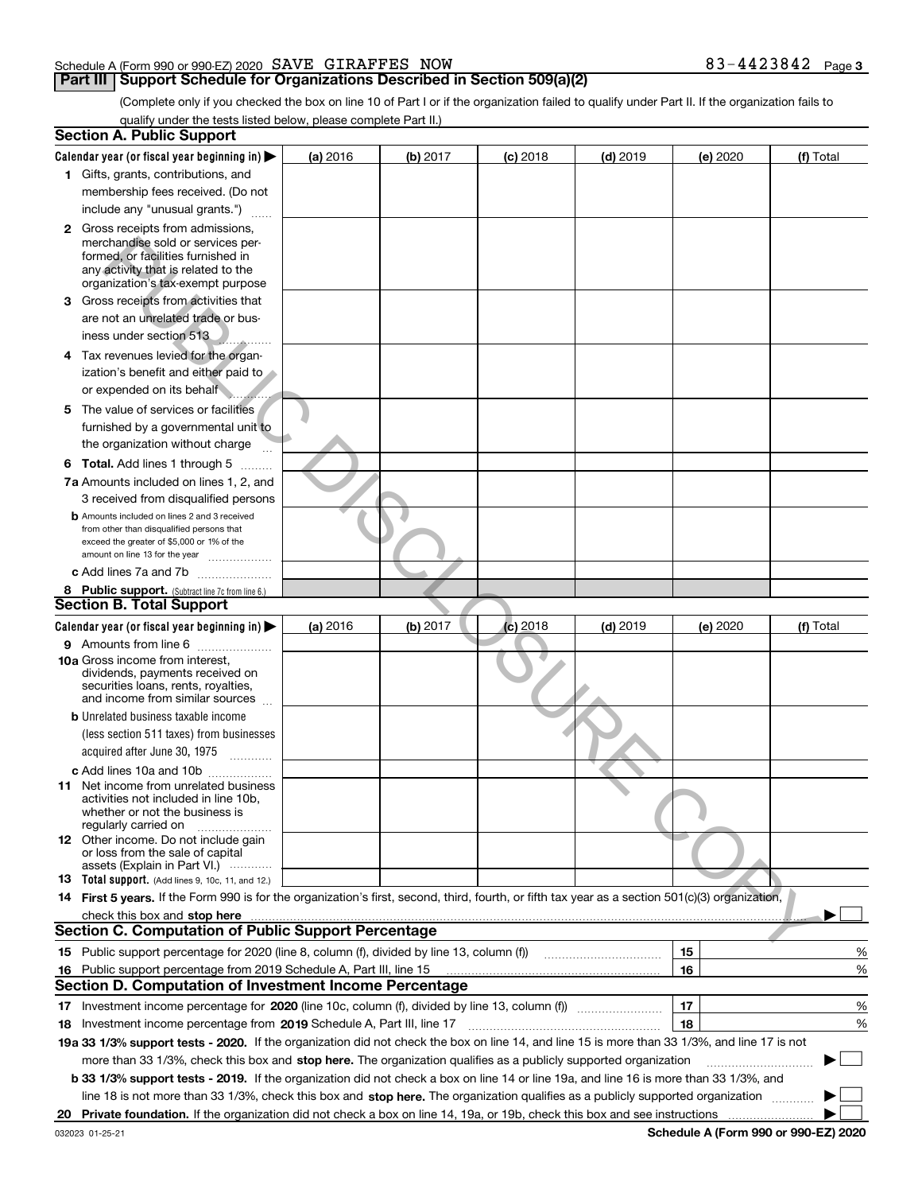Schedule A (Form 990 or 990-EZ) 2020 SAVE GIRAFFES NOW 83-4423842 Page 3

## Part III Support Schedule for Organizations Described in Section 509(a)(2)

(Complete only if you checked the box on line 10 of Part I or if the organization failed to qualify under Part II. If the organization fails to qualify under the tests listed below, please complete Part II.)

### Section A. Public Support

| Calendar year (or fiscal year beginning in) ▶ | (a) 2016 | (b) 2017 | (c) 2018 | (d) 2019 | (e) 2020 | (f) Total |
|---|---|---|---|---|---|---|
| 1 Gifts, grants, contributions, and membership fees received. (Do not include any "unusual grants.") | | | | | | |
| 2 Gross receipts from admissions, merchandise sold or services performed, or facilities furnished in any activity that is related to the organization's tax-exempt purpose | | | | | | |
| 3 Gross receipts from activities that are not an unrelated trade or business under section 513 | | | | | | |
| 4 Tax revenues levied for the organization's benefit and either paid to or expended on its behalf | | | | | | |
| 5 The value of services or facilities furnished by a governmental unit to the organization without charge | | | | | | |
| 6 **Total.** Add lines 1 through 5 | | | | | | |
| 7a Amounts included on lines 1, 2, and 3 received from disqualified persons | | | | | | |
| b Amounts included on lines 2 and 3 received from other than disqualified persons that exceed the greater of $5,000 or 1% of the amount on line 13 for the year | | | | | | |
| c Add lines 7a and 7b | | | | | | |
| 8 **Public support.** (Subtract line 7c from line 6.) | | | | | | |

### Section B. Total Support

| Calendar year (or fiscal year beginning in) ▶ | (a) 2016 | (b) 2017 | (c) 2018 | (d) 2019 | (e) 2020 | (f) Total |
|---|---|---|---|---|---|---|
| 9 Amounts from line 6 | | | | | | |
| 10a Gross income from interest, dividends, payments received on securities loans, rents, royalties, and income from similar sources | | | | | | |
| b Unrelated business taxable income (less section 511 taxes) from businesses acquired after June 30, 1975 | | | | | | |
| c Add lines 10a and 10b | | | | | | |
| 11 Net income from unrelated business activities not included in line 10b, whether or not the business is regularly carried on | | | | | | |
| 12 Other income. Do not include gain or loss from the sale of capital assets (Explain in Part VI.) | | | | | | |
| 13 **Total support.** (Add lines 9, 10c, 11, and 12.) | | | | | | |

**14 First 5 years.** If the Form 990 is for the organization's first, second, third, fourth, or fifth tax year as a section 501(c)(3) organization, check this box and **stop here** ▶ ☐

### Section C. Computation of Public Support Percentage

| | | | |
|---|---|---|---|
| 15 | Public support percentage for 2020 (line 8, column (f), divided by line 13, column (f)) | 15 | % |
| 16 | Public support percentage from 2019 Schedule A, Part III, line 15 | 16 | % |

### Section D. Computation of Investment Income Percentage

| | | | |
|---|---|---|---|
| 17 | Investment income percentage for **2020** (line 10c, column (f), divided by line 13, column (f)) | 17 | % |
| 18 | Investment income percentage from **2019** Schedule A, Part III, line 17 | 18 | % |

**19a 33 1/3% support tests - 2020.** If the organization did not check the box on line 14, and line 15 is more than 33 1/3%, and line 17 is not more than 33 1/3%, check this box and **stop here.** The organization qualifies as a publicly supported organization ▶ ☐

**b 33 1/3% support tests - 2019.** If the organization did not check a box on line 14 or line 19a, and line 16 is more than 33 1/3%, and line 18 is not more than 33 1/3%, check this box and **stop here.** The organization qualifies as a publicly supported organization ▶ ☐

**20 Private foundation.** If the organization did not check a box on line 14, 19a, or 19b, check this box and see instructions ▶ ☐

032023 01-25-21

**Schedule A (Form 990 or 990-EZ) 2020**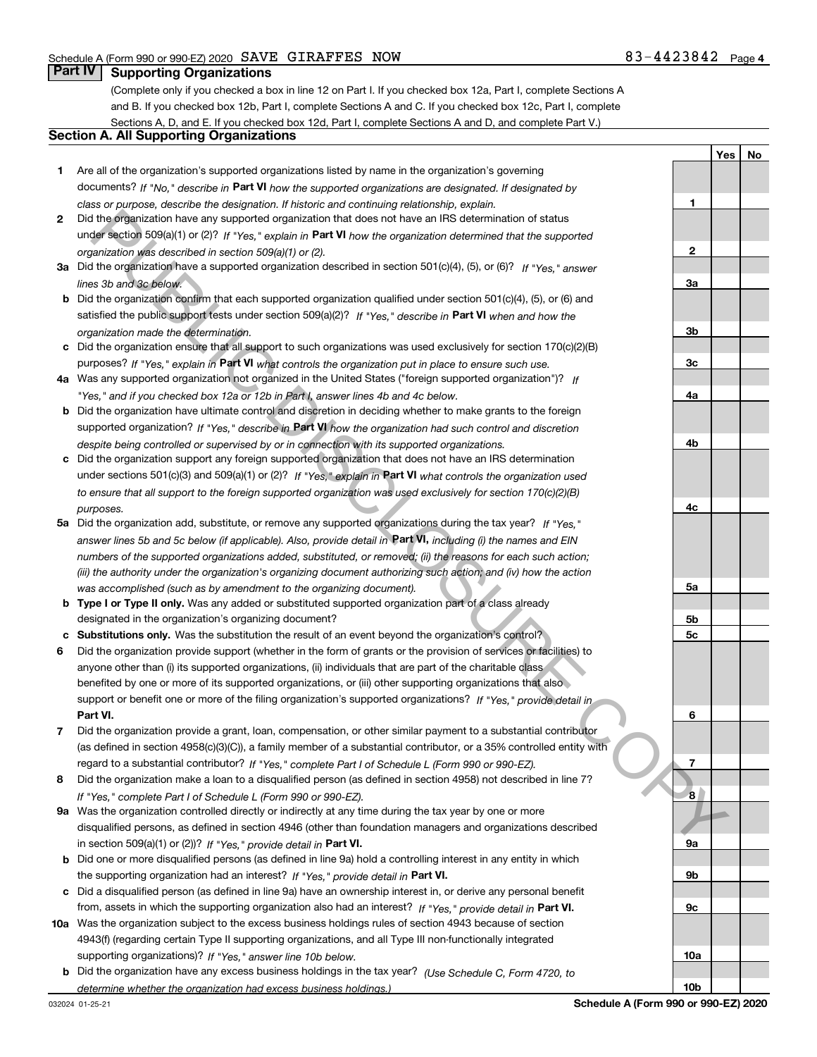Schedule A (Form 990 or 990-EZ) 2020 SAVE GIRAFFES NOW 83-4423842 Page 4

## Part IV Supporting Organizations

(Complete only if you checked a box in line 12 on Part I. If you checked box 12a, Part I, complete Sections A and B. If you checked box 12b, Part I, complete Sections A and C. If you checked box 12c, Part I, complete Sections A, D, and E. If you checked box 12d, Part I, complete Sections A and D, and complete Part V.)

### Section A. All Supporting Organizations

| | | Line | Yes | No |
|---|---|---|---|---|
| **1** | Are all of the organization's supported organizations listed by name in the organization's governing documents? *If "No," describe in* **Part VI** *how the supported organizations are designated. If designated by class or purpose, describe the designation. If historic and continuing relationship, explain.* | 1 | | |
| **2** | Did the organization have any supported organization that does not have an IRS determination of status under section 509(a)(1) or (2)? *If "Yes," explain in* **Part VI** *how the organization determined that the supported organization was described in section 509(a)(1) or (2).* | 2 | | |
| **3a** | Did the organization have a supported organization described in section 501(c)(4), (5), or (6)? *If "Yes," answer lines 3b and 3c below.* | 3a | | |
| **b** | Did the organization confirm that each supported organization qualified under section 501(c)(4), (5), or (6) and satisfied the public support tests under section 509(a)(2)? *If "Yes," describe in* **Part VI** *when and how the organization made the determination.* | 3b | | |
| **c** | Did the organization ensure that all support to such organizations was used exclusively for section 170(c)(2)(B) purposes? *If "Yes," explain in* **Part VI** *what controls the organization put in place to ensure such use.* | 3c | | |
| **4a** | Was any supported organization not organized in the United States ("foreign supported organization")? *If "Yes," and if you checked box 12a or 12b in Part I, answer lines 4b and 4c below.* | 4a | | |
| **b** | Did the organization have ultimate control and discretion in deciding whether to make grants to the foreign supported organization? *If "Yes," describe in* **Part VI** *how the organization had such control and discretion despite being controlled or supervised by or in connection with its supported organizations.* | 4b | | |
| **c** | Did the organization support any foreign supported organization that does not have an IRS determination under sections 501(c)(3) and 509(a)(1) or (2)? *If "Yes," explain in* **Part VI** *what controls the organization used to ensure that all support to the foreign supported organization was used exclusively for section 170(c)(2)(B) purposes.* | 4c | | |
| **5a** | Did the organization add, substitute, or remove any supported organizations during the tax year? *If "Yes," answer lines 5b and 5c below (if applicable). Also, provide detail in* **Part VI,** *including (i) the names and EIN numbers of the supported organizations added, substituted, or removed; (ii) the reasons for each such action; (iii) the authority under the organization's organizing document authorizing such action; and (iv) how the action was accomplished (such as by amendment to the organizing document).* | 5a | | |
| **b** | **Type I or Type II only.** Was any added or substituted supported organization part of a class already designated in the organization's organizing document? | 5b | | |
| **c** | **Substitutions only.** Was the substitution the result of an event beyond the organization's control? | 5c | | |
| **6** | Did the organization provide support (whether in the form of grants or the provision of services or facilities) to anyone other than (i) its supported organizations, (ii) individuals that are part of the charitable class benefited by one or more of its supported organizations, or (iii) other supporting organizations that also support or benefit one or more of the filing organization's supported organizations? *If "Yes," provide detail in* **Part VI.** | 6 | | |
| **7** | Did the organization provide a grant, loan, compensation, or other similar payment to a substantial contributor (as defined in section 4958(c)(3)(C)), a family member of a substantial contributor, or a 35% controlled entity with regard to a substantial contributor? *If "Yes," complete Part I of Schedule L (Form 990 or 990-EZ).* | 7 | | |
| **8** | Did the organization make a loan to a disqualified person (as defined in section 4958) not described in line 7? *If "Yes," complete Part I of Schedule L (Form 990 or 990-EZ).* | 8 | | |
| **9a** | Was the organization controlled directly or indirectly at any time during the tax year by one or more disqualified persons, as defined in section 4946 (other than foundation managers and organizations described in section 509(a)(1) or (2))? *If "Yes," provide detail in* **Part VI.** | 9a | | |
| **b** | Did one or more disqualified persons (as defined in line 9a) hold a controlling interest in any entity in which the supporting organization had an interest? *If "Yes," provide detail in* **Part VI.** | 9b | | |
| **c** | Did a disqualified person (as defined in line 9a) have an ownership interest in, or derive any personal benefit from, assets in which the supporting organization also had an interest? *If "Yes," provide detail in* **Part VI.** | 9c | | |
| **10a** | Was the organization subject to the excess business holdings rules of section 4943 because of section 4943(f) (regarding certain Type II supporting organizations, and all Type III non-functionally integrated supporting organizations)? *If "Yes," answer line 10b below.* | 10a | | |
| **b** | Did the organization have any excess business holdings in the tax year? *(Use Schedule C, Form 4720, to determine whether the organization had excess business holdings.)* | 10b | | |

032024 01-25-21 **Schedule A (Form 990 or 990-EZ) 2020**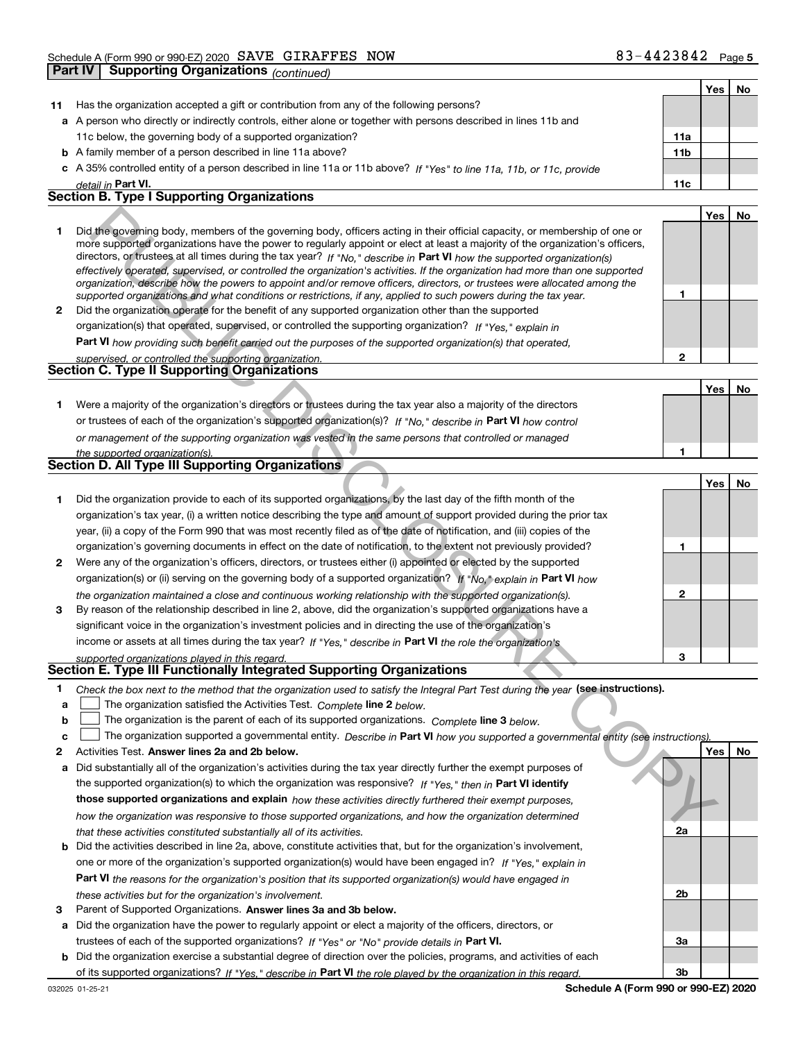Schedule A (Form 990 or 990-EZ) 2020 SAVE GIRAFFES NOW 83-4423842 Page 5

**Part IV Supporting Organizations** *(continued)*

| | | | Yes | No |
|---|---|---|---|---|
| **11** | Has the organization accepted a gift or contribution from any of the following persons? | | | |
| **a** | A person who directly or indirectly controls, either alone or together with persons described in lines 11b and 11c below, the governing body of a supported organization? | 11a | | |
| **b** | A family member of a person described in line 11a above? | 11b | | |
| **c** | A 35% controlled entity of a person described in line 11a or 11b above? *If "Yes" to line 11a, 11b, or 11c, provide detail in* **Part VI.** | 11c | | |

**Section B. Type I Supporting Organizations**

| | | | Yes | No |
|---|---|---|---|---|
| **1** | Did the governing body, members of the governing body, officers acting in their official capacity, or membership of one or more supported organizations have the power to regularly appoint or elect at least a majority of the organization's officers, directors, or trustees at all times during the tax year? *If "No," describe in* **Part VI** *how the supported organization(s) effectively operated, supervised, or controlled the organization's activities. If the organization had more than one supported organization, describe how the powers to appoint and/or remove officers, directors, or trustees were allocated among the supported organizations and what conditions or restrictions, if any, applied to such powers during the tax year.* | 1 | | |
| **2** | Did the organization operate for the benefit of any supported organization other than the supported organization(s) that operated, supervised, or controlled the supporting organization? *If "Yes," explain in* **Part VI** *how providing such benefit carried out the purposes of the supported organization(s) that operated, supervised, or controlled the supporting organization.* | 2 | | |

**Section C. Type II Supporting Organizations**

| | | | Yes | No |
|---|---|---|---|---|
| **1** | Were a majority of the organization's directors or trustees during the tax year also a majority of the directors or trustees of each of the organization's supported organization(s)? *If "No," describe in* **Part VI** *how control or management of the supporting organization was vested in the same persons that controlled or managed the supported organization(s).* | 1 | | |

**Section D. All Type III Supporting Organizations**

| | | | Yes | No |
|---|---|---|---|---|
| **1** | Did the organization provide to each of its supported organizations, by the last day of the fifth month of the organization's tax year, (i) a written notice describing the type and amount of support provided during the prior tax year, (ii) a copy of the Form 990 that was most recently filed as of the date of notification, and (iii) copies of the organization's governing documents in effect on the date of notification, to the extent not previously provided? | 1 | | |
| **2** | Were any of the organization's officers, directors, or trustees either (i) appointed or elected by the supported organization(s) or (ii) serving on the governing body of a supported organization? *If "No," explain in* **Part VI** *how the organization maintained a close and continuous working relationship with the supported organization(s).* | 2 | | |
| **3** | By reason of the relationship described in line 2, above, did the organization's supported organizations have a significant voice in the organization's investment policies and in directing the use of the organization's income or assets at all times during the tax year? *If "Yes," describe in* **Part VI** *the role the organization's supported organizations played in this regard.* | 3 | | |

**Section E. Type III Functionally Integrated Supporting Organizations**

**1** *Check the box next to the method that the organization used to satisfy the Integral Part Test during the year* **(see instructions).**

- **a** ☐ The organization satisfied the Activities Test. *Complete* **line 2** *below.*
- **b** ☐ The organization is the parent of each of its supported organizations. *Complete* **line 3** *below.*
- **c** ☐ The organization supported a governmental entity. *Describe in* **Part VI** *how you supported a governmental entity (see instructions).*

| | | | Yes | No |
|---|---|---|---|---|
| **2** | Activities Test. **Answer lines 2a and 2b below.** | | | |
| **a** | Did substantially all of the organization's activities during the tax year directly further the exempt purposes of the supported organization(s) to which the organization was responsive? *If "Yes," then in* **Part VI identify those supported organizations and explain** *how these activities directly furthered their exempt purposes, how the organization was responsive to those supported organizations, and how the organization determined that these activities constituted substantially all of its activities.* | 2a | | |
| **b** | Did the activities described in line 2a, above, constitute activities that, but for the organization's involvement, one or more of the organization's supported organization(s) would have been engaged in? *If "Yes," explain in* **Part VI** *the reasons for the organization's position that its supported organization(s) would have engaged in these activities but for the organization's involvement.* | 2b | | |
| **3** | Parent of Supported Organizations. **Answer lines 3a and 3b below.** | | | |
| **a** | Did the organization have the power to regularly appoint or elect a majority of the officers, directors, or trustees of each of the supported organizations? *If "Yes" or "No" provide details in* **Part VI.** | 3a | | |
| **b** | Did the organization exercise a substantial degree of direction over the policies, programs, and activities of each of its supported organizations? *If "Yes," describe in* **Part VI** *the role played by the organization in this regard.* | 3b | | |

032025 01-25-21 **Schedule A (Form 990 or 990-EZ) 2020**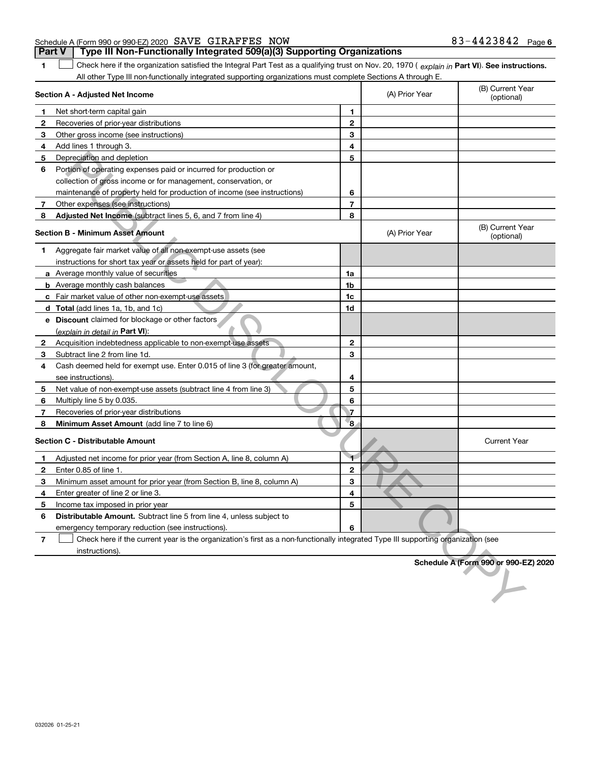Schedule A (Form 990 or 990-EZ) 2020 SAVE GIRAFFES NOW 83-4423842 Page 6

## Part V Type III Non-Functionally Integrated 509(a)(3) Supporting Organizations

1 ☐ Check here if the organization satisfied the Integral Part Test as a qualifying trust on Nov. 20, 1970 ( *explain in* **Part VI**). **See instructions.** All other Type III non-functionally integrated supporting organizations must complete Sections A through E.

| **Section A - Adjusted Net Income** | | | (A) Prior Year | (B) Current Year (optional) |
|---|---|---|---|---|
| 1 | Net short-term capital gain | 1 | | |
| 2 | Recoveries of prior-year distributions | 2 | | |
| 3 | Other gross income (see instructions) | 3 | | |
| 4 | Add lines 1 through 3. | 4 | | |
| 5 | Depreciation and depletion | 5 | | |
| 6 | Portion of operating expenses paid or incurred for production or collection of gross income or for management, conservation, or maintenance of property held for production of income (see instructions) | 6 | | |
| 7 | Other expenses (see instructions) | 7 | | |
| 8 | **Adjusted Net Income** (subtract lines 5, 6, and 7 from line 4) | 8 | | |

| **Section B - Minimum Asset Amount** | | | (A) Prior Year | (B) Current Year (optional) |
|---|---|---|---|---|
| 1 | Aggregate fair market value of all non-exempt-use assets (see instructions for short tax year or assets held for part of year): | | | |
| a | Average monthly value of securities | 1a | | |
| b | Average monthly cash balances | 1b | | |
| c | Fair market value of other non-exempt-use assets | 1c | | |
| d | **Total** (add lines 1a, 1b, and 1c) | 1d | | |
| e | **Discount** claimed for blockage or other factors (*explain in detail in* **Part VI**): | | | |
| 2 | Acquisition indebtedness applicable to non-exempt-use assets | 2 | | |
| 3 | Subtract line 2 from line 1d. | 3 | | |
| 4 | Cash deemed held for exempt use. Enter 0.015 of line 3 (for greater amount, see instructions). | 4 | | |
| 5 | Net value of non-exempt-use assets (subtract line 4 from line 3) | 5 | | |
| 6 | Multiply line 5 by 0.035. | 6 | | |
| 7 | Recoveries of prior-year distributions | 7 | | |
| 8 | **Minimum Asset Amount** (add line 7 to line 6) | 8 | | |

| **Section C - Distributable Amount** | | | | Current Year |
|---|---|---|---|---|
| 1 | Adjusted net income for prior year (from Section A, line 8, column A) | 1 | | |
| 2 | Enter 0.85 of line 1. | 2 | | |
| 3 | Minimum asset amount for prior year (from Section B, line 8, column A) | 3 | | |
| 4 | Enter greater of line 2 or line 3. | 4 | | |
| 5 | Income tax imposed in prior year | 5 | | |
| 6 | **Distributable Amount.** Subtract line 5 from line 4, unless subject to emergency temporary reduction (see instructions). | 6 | | |

7 ☐ Check here if the current year is the organization's first as a non-functionally integrated Type III supporting organization (see instructions).

**Schedule A (Form 990 or 990-EZ) 2020**

032026 01-25-21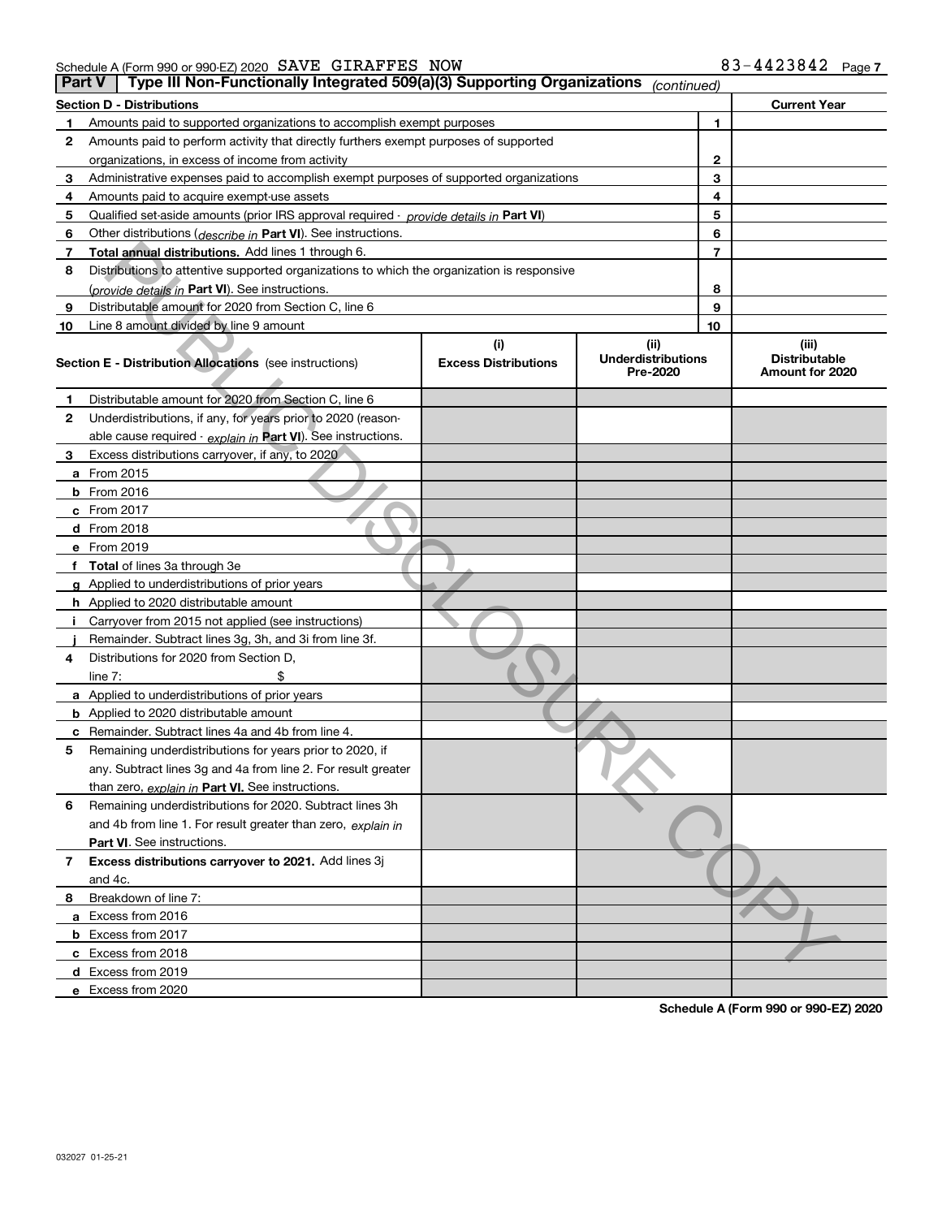Schedule A (Form 990 or 990-EZ) 2020 SAVE GIRAFFES NOW 83-4423842 Page 7

## Part V | Type III Non-Functionally Integrated 509(a)(3) Supporting Organizations *(continued)*

| Section D - Distributions | | | Current Year |
|---|---|---|---|
| 1 | Amounts paid to supported organizations to accomplish exempt purposes | 1 | |
| 2 | Amounts paid to perform activity that directly furthers exempt purposes of supported organizations, in excess of income from activity | 2 | |
| 3 | Administrative expenses paid to accomplish exempt purposes of supported organizations | 3 | |
| 4 | Amounts paid to acquire exempt-use assets | 4 | |
| 5 | Qualified set-aside amounts (prior IRS approval required - *provide details in* **Part VI**) | 5 | |
| 6 | Other distributions (*describe in* **Part VI**). See instructions. | 6 | |
| 7 | **Total annual distributions.** Add lines 1 through 6. | 7 | |
| 8 | Distributions to attentive supported organizations to which the organization is responsive (*provide details in* **Part VI**). See instructions. | 8 | |
| 9 | Distributable amount for 2020 from Section C, line 6 | 9 | |
| 10 | Line 8 amount divided by line 9 amount | 10 | |

| | Section E - Distribution Allocations (see instructions) | (i) Excess Distributions | (ii) Underdistributions Pre-2020 | (iii) Distributable Amount for 2020 |
|---|---|---|---|---|
| 1 | Distributable amount for 2020 from Section C, line 6 | | | |
| 2 | Underdistributions, if any, for years prior to 2020 (reasonable cause required - *explain in* **Part VI**). See instructions. | | | |
| 3 | Excess distributions carryover, if any, to 2020 | | | |
| a | From 2015 | | | |
| b | From 2016 | | | |
| c | From 2017 | | | |
| d | From 2018 | | | |
| e | From 2019 | | | |
| f | **Total** of lines 3a through 3e | | | |
| g | Applied to underdistributions of prior years | | | |
| h | Applied to 2020 distributable amount | | | |
| i | Carryover from 2015 not applied (see instructions) | | | |
| j | Remainder. Subtract lines 3g, 3h, and 3i from line 3f. | | | |
| 4 | Distributions for 2020 from Section D, line 7: $ | | | |
| a | Applied to underdistributions of prior years | | | |
| b | Applied to 2020 distributable amount | | | |
| c | Remainder. Subtract lines 4a and 4b from line 4. | | | |
| 5 | Remaining underdistributions for years prior to 2020, if any. Subtract lines 3g and 4a from line 2. For result greater than zero, *explain in* **Part VI**. See instructions. | | | |
| 6 | Remaining underdistributions for 2020. Subtract lines 3h and 4b from line 1. For result greater than zero, *explain in* **Part VI**. See instructions. | | | |
| 7 | **Excess distributions carryover to 2021.** Add lines 3j and 4c. | | | |
| 8 | Breakdown of line 7: | | | |
| a | Excess from 2016 | | | |
| b | Excess from 2017 | | | |
| c | Excess from 2018 | | | |
| d | Excess from 2019 | | | |
| e | Excess from 2020 | | | |

PUBLIC DISCLOSURE COPY

**Schedule A (Form 990 or 990-EZ) 2020**

032027 01-25-21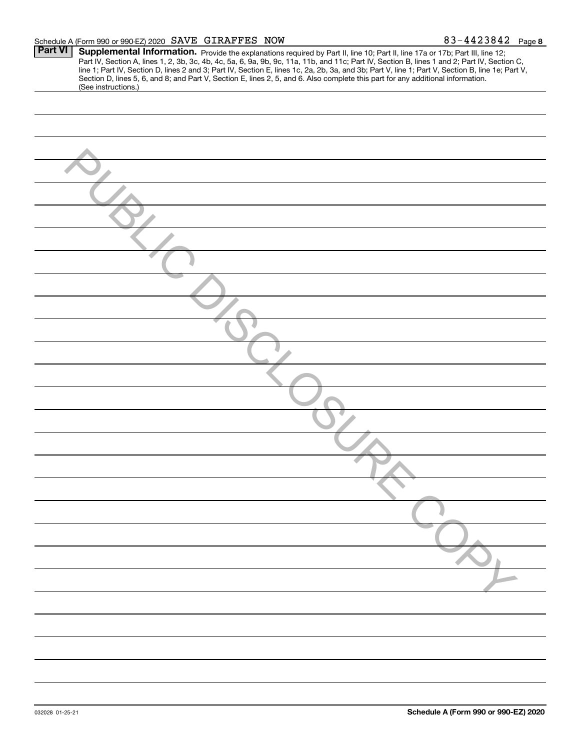Schedule A (Form 990 or 990-EZ) 2020 SAVE GIRAFFES NOW 83-4423842

**Part VI** **Supplemental Information.** Provide the explanations required by Part II, line 10; Part II, line 17a or 17b; Part III, line 12; Part IV, Section A, lines 1, 2, 3b, 3c, 4b, 4c, 5a, 6, 9a, 9b, 9c, 11a, 11b, and 11c; Part IV, Section B, lines 1 and 2; Part IV, Section C, line 1; Part IV, Section D, lines 2 and 3; Part IV, Section E, lines 1c, 2a, 2b, 3a, and 3b; Part V, line 1; Part V, Section B, line 1e; Part V, Section D, lines 5, 6, and 8; and Part V, Section E, lines 2, 5, and 6. Also complete this part for any additional information. (See instructions.)

PUBLIC DISCLOSURE COPY

032028 01-25-21

**Schedule A (Form 990 or 990-EZ) 2020**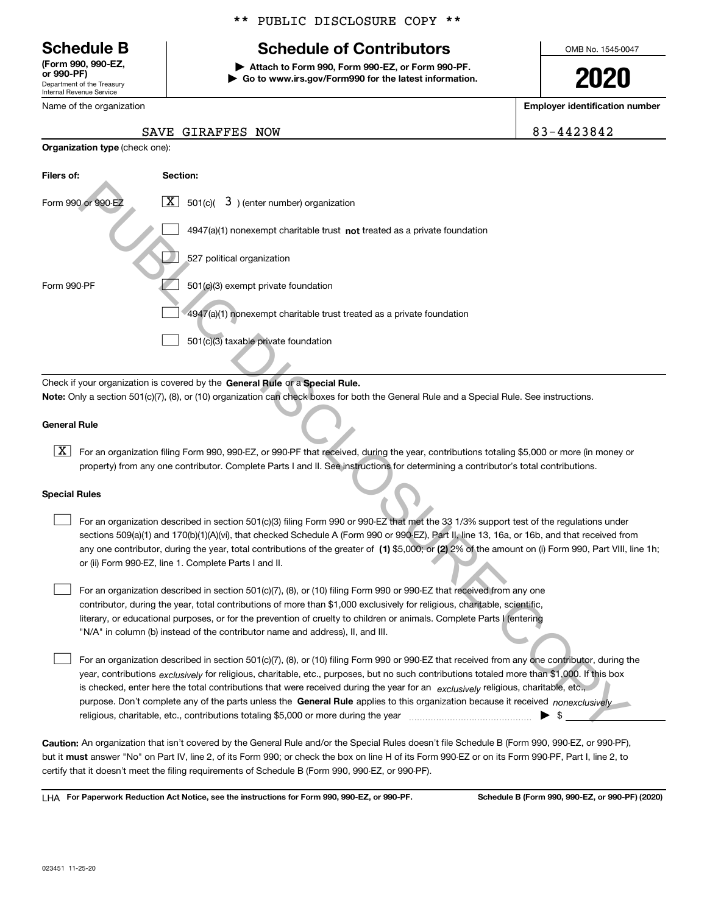\*\* PUBLIC DISCLOSURE COPY \*\*

# Schedule B

**(Form 990, 990-EZ, or 990-PF)**
Department of the Treasury
Internal Revenue Service

## Schedule of Contributors

▶ **Attach to Form 990, Form 990-EZ, or Form 990-PF.**
▶ **Go to www.irs.gov/Form990 for the latest information.**

OMB No. 1545-0047

**2020**

| Name of the organization | Employer identification number |
|---|---|
| SAVE GIRAFFES NOW | 83-4423842 |

**Organization type** (check one):

| Filers of: | Section: |
|---|---|
| Form 990 or 990-EZ | [X] 501(c)( 3 ) (enter number) organization |
| | [ ] 4947(a)(1) nonexempt charitable trust **not** treated as a private foundation |
| | [ ] 527 political organization |
| Form 990-PF | [ ] 501(c)(3) exempt private foundation |
| | [ ] 4947(a)(1) nonexempt charitable trust treated as a private foundation |
| | [ ] 501(c)(3) taxable private foundation |

Check if your organization is covered by the **General Rule** or a **Special Rule.**

**Note:** Only a section 501(c)(7), (8), or (10) organization can check boxes for both the General Rule and a Special Rule. See instructions.

**General Rule**

[X] For an organization filing Form 990, 990-EZ, or 990-PF that received, during the year, contributions totaling $5,000 or more (in money or property) from any one contributor. Complete Parts I and II. See instructions for determining a contributor's total contributions.

**Special Rules**

[ ] For an organization described in section 501(c)(3) filing Form 990 or 990-EZ that met the 33 1/3% support test of the regulations under sections 509(a)(1) and 170(b)(1)(A)(vi), that checked Schedule A (Form 990 or 990-EZ), Part II, line 13, 16a, or 16b, and that received from any one contributor, during the year, total contributions of the greater of **(1)** $5,000; or **(2)** 2% of the amount on (i) Form 990, Part VIII, line 1h; or (ii) Form 990-EZ, line 1. Complete Parts I and II.

[ ] For an organization described in section 501(c)(7), (8), or (10) filing Form 990 or 990-EZ that received from any one contributor, during the year, total contributions of more than $1,000 exclusively for religious, charitable, scientific, literary, or educational purposes, or for the prevention of cruelty to children or animals. Complete Parts I (entering "N/A" in column (b) instead of the contributor name and address), II, and III.

[ ] For an organization described in section 501(c)(7), (8), or (10) filing Form 990 or 990-EZ that received from any one contributor, during the year, contributions *exclusively* for religious, charitable, etc., purposes, but no such contributions totaled more than $1,000. If this box is checked, enter here the total contributions that were received during the year for an *exclusively* religious, charitable, etc., purpose. Don't complete any of the parts unless the **General Rule** applies to this organization because it received *nonexclusively* religious, charitable, etc., contributions totaling $5,000 or more during the year ▶ $ ______

**Caution:** An organization that isn't covered by the General Rule and/or the Special Rules doesn't file Schedule B (Form 990, 990-EZ, or 990-PF), but it **must** answer "No" on Part IV, line 2, of its Form 990; or check the box on line H of its Form 990-EZ or on its Form 990-PF, Part I, line 2, to certify that it doesn't meet the filing requirements of Schedule B (Form 990, 990-EZ, or 990-PF).

LHA **For Paperwork Reduction Act Notice, see the instructions for Form 990, 990-EZ, or 990-PF.** **Schedule B (Form 990, 990-EZ, or 990-PF) (2020)**

023451 11-25-20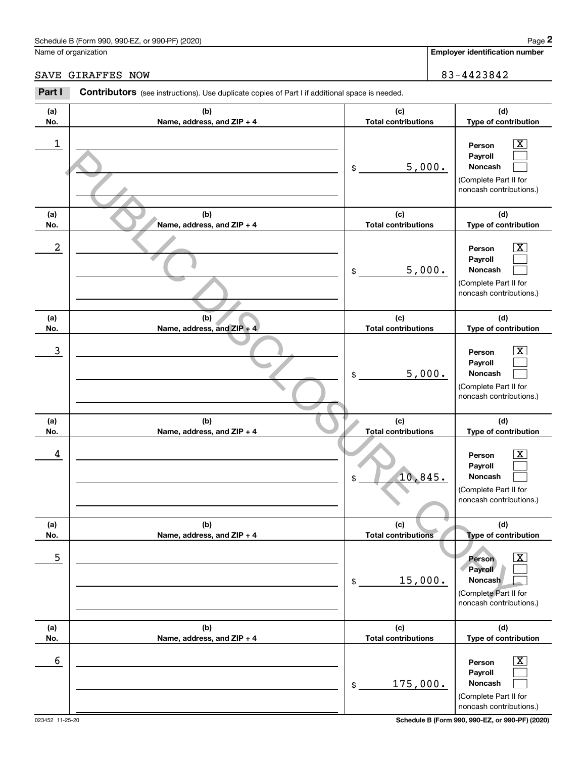Schedule B (Form 990, 990-EZ, or 990-PF) (2020)

Name of organization: SAVE GIRAFFES NOW

Employer identification number: 83-4423842

**Part I** **Contributors** (see instructions). Use duplicate copies of Part I if additional space is needed.

| (a) No. | (b) Name, address, and ZIP + 4 | (c) Total contributions | (d) Type of contribution |
|---|---|---|---|
| 1 | | $ 5,000. | Person [X] Payroll [ ] Noncash [ ] (Complete Part II for noncash contributions.) |
| 2 | | $ 5,000. | Person [X] Payroll [ ] Noncash [ ] (Complete Part II for noncash contributions.) |
| 3 | | $ 5,000. | Person [X] Payroll [ ] Noncash [ ] (Complete Part II for noncash contributions.) |
| 4 | | $ 10,845. | Person [X] Payroll [ ] Noncash [ ] (Complete Part II for noncash contributions.) |
| 5 | | $ 15,000. | Person [X] Payroll [ ] Noncash [ ] (Complete Part II for noncash contributions.) |
| 6 | | $ 175,000. | Person [X] Payroll [ ] Noncash [ ] (Complete Part II for noncash contributions.) |

PUBLIC DISCLOSURE COPY

023452 11-25-20

Schedule B (Form 990, 990-EZ, or 990-PF) (2020)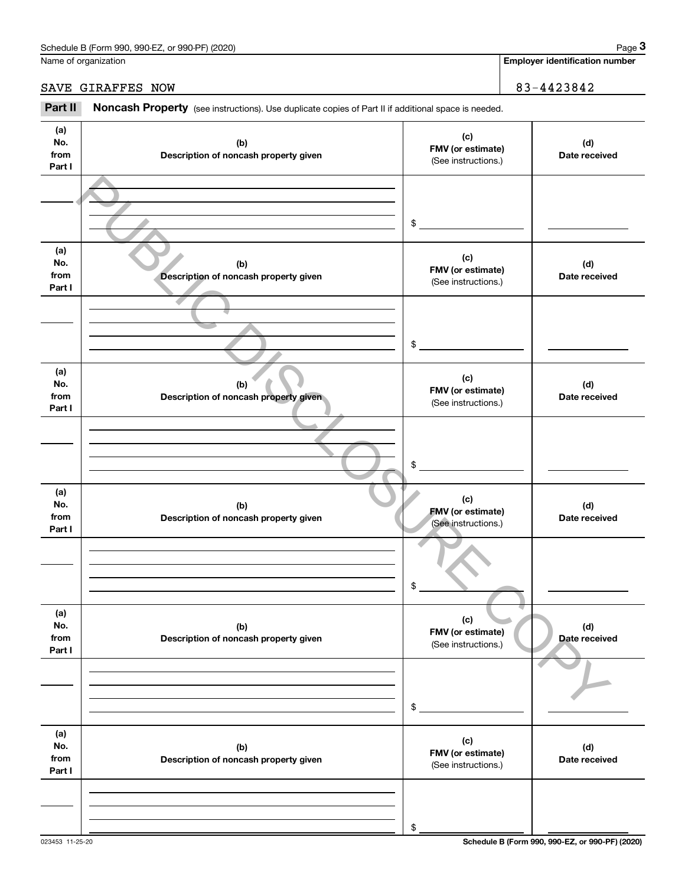Name of organization

SAVE GIRAFFES NOW

**Employer identification number**

83-4423842

**Part II** **Noncash Property** (see instructions). Use duplicate copies of Part II if additional space is needed.

| (a) No. from Part I | (b) Description of noncash property given | (c) FMV (or estimate) (See instructions.) | (d) Date received |
|---|---|---|---|
| | | $ | |

| (a) No. from Part I | (b) Description of noncash property given | (c) FMV (or estimate) (See instructions.) | (d) Date received |
|---|---|---|---|
| | | $ | |

| (a) No. from Part I | (b) Description of noncash property given | (c) FMV (or estimate) (See instructions.) | (d) Date received |
|---|---|---|---|
| | | $ | |

| (a) No. from Part I | (b) Description of noncash property given | (c) FMV (or estimate) (See instructions.) | (d) Date received |
|---|---|---|---|
| | | $ | |

| (a) No. from Part I | (b) Description of noncash property given | (c) FMV (or estimate) (See instructions.) | (d) Date received |
|---|---|---|---|
| | | $ | |

| (a) No. from Part I | (b) Description of noncash property given | (c) FMV (or estimate) (See instructions.) | (d) Date received |
|---|---|---|---|
| | | $ | |

PUBLIC DISCLOSURE COPY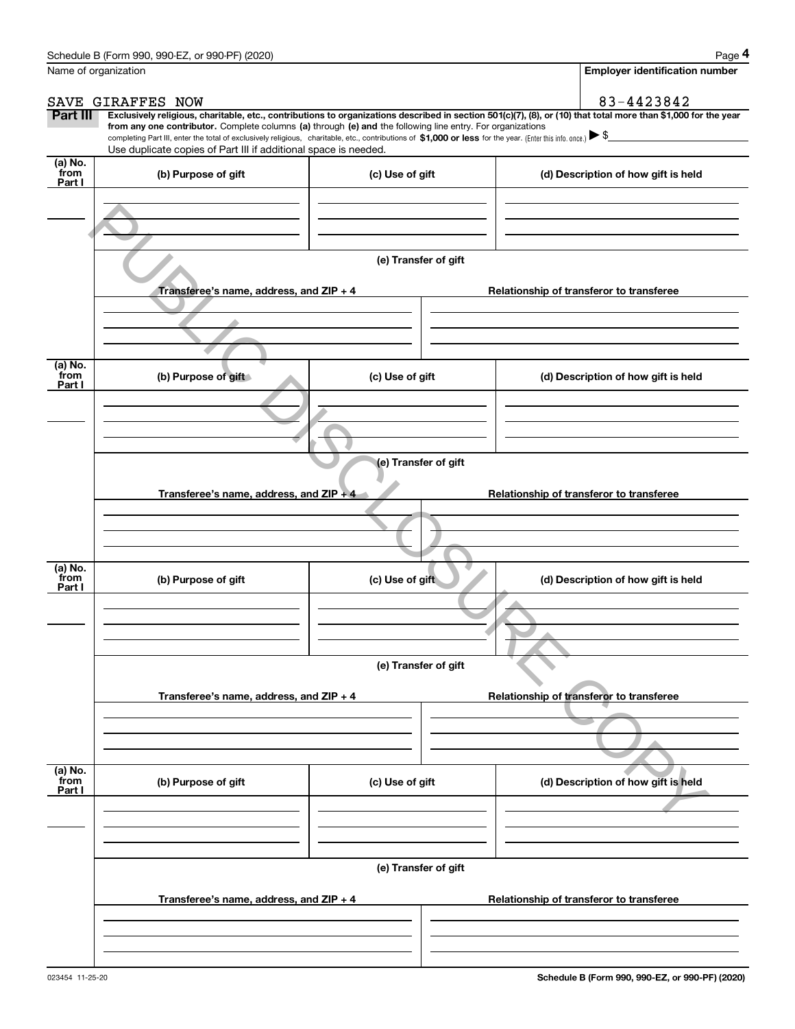Schedule B (Form 990, 990-EZ, or 990-PF) (2020) Page **4**

Name of organization: SAVE GIRAFFES NOW

**Employer identification number**: 83-4423842

**Part III** **Exclusively religious, charitable, etc., contributions to organizations described in section 501(c)(7), (8), or (10) that total more than $1,000 for the year from any one contributor.** Complete columns **(a)** through **(e) and** the following line entry. For organizations completing Part III, enter the total of exclusively religious, charitable, etc., contributions of **$1,000 or less** for the year. (Enter this info. once.) ▶ $

Use duplicate copies of Part III if additional space is needed.

| (a) No. from Part I | (b) Purpose of gift | (c) Use of gift | (d) Description of how gift is held |
|---|---|---|---|
| | | | |

**(e) Transfer of gift**

| Transferee's name, address, and ZIP + 4 | Relationship of transferor to transferee |
|---|---|
| | |

| (a) No. from Part I | (b) Purpose of gift | (c) Use of gift | (d) Description of how gift is held |
|---|---|---|---|
| | | | |

**(e) Transfer of gift**

| Transferee's name, address, and ZIP + 4 | Relationship of transferor to transferee |
|---|---|
| | |

| (a) No. from Part I | (b) Purpose of gift | (c) Use of gift | (d) Description of how gift is held |
|---|---|---|---|
| | | | |

**(e) Transfer of gift**

| Transferee's name, address, and ZIP + 4 | Relationship of transferor to transferee |
|---|---|
| | |

| (a) No. from Part I | (b) Purpose of gift | (c) Use of gift | (d) Description of how gift is held |
|---|---|---|---|
| | | | |

**(e) Transfer of gift**

| Transferee's name, address, and ZIP + 4 | Relationship of transferor to transferee |
|---|---|
| | |

PUBLIC DISCLOSURE COPY

023454 11-25-20

**Schedule B (Form 990, 990-EZ, or 990-PF) (2020)**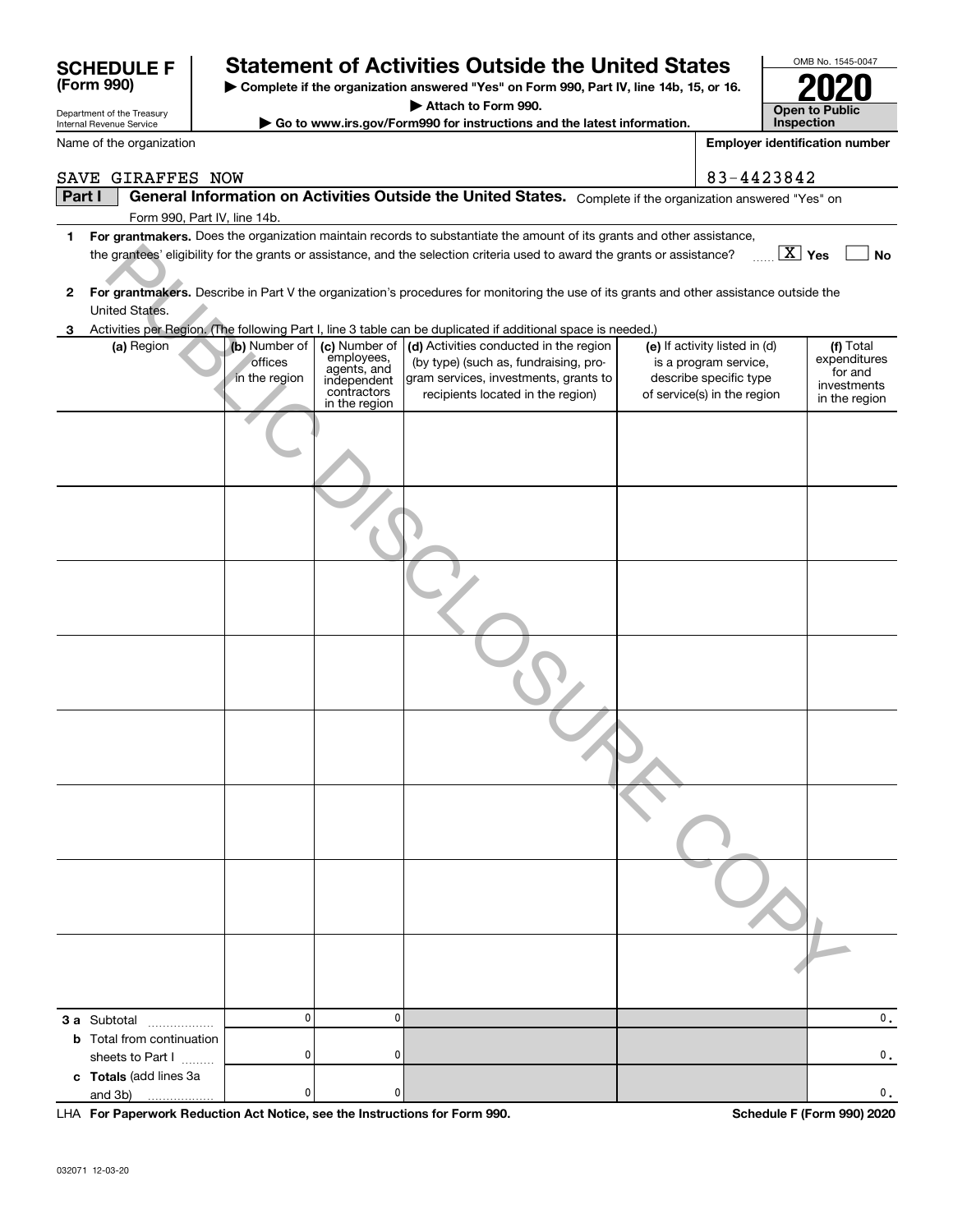# SCHEDULE F (Form 990)

Department of the Treasury
Internal Revenue Service

## Statement of Activities Outside the United States

▶ Complete if the organization answered "Yes" on Form 990, Part IV, line 14b, 15, or 16.

▶ Attach to Form 990.

▶ Go to www.irs.gov/Form990 for instructions and the latest information.

OMB No. 1545-0047

**2020**

**Open to Public Inspection**

Name of the organization: SAVE GIRAFFES NOW

Employer identification number: 83-4423842

**Part I** **General Information on Activities Outside the United States.** Complete if the organization answered "Yes" on Form 990, Part IV, line 14b.

1 **For grantmakers.** Does the organization maintain records to substantiate the amount of its grants and other assistance, the grantees' eligibility for the grants or assistance, and the selection criteria used to award the grants or assistance? [X] Yes [ ] No

2 **For grantmakers.** Describe in Part V the organization's procedures for monitoring the use of its grants and other assistance outside the United States.

3 Activities per Region. (The following Part I, line 3 table can be duplicated if additional space is needed.)

| (a) Region | (b) Number of offices in the region | (c) Number of employees, agents, and independent contractors in the region | (d) Activities conducted in the region (by type) (such as, fundraising, program services, investments, grants to recipients located in the region) | (e) If activity listed in (d) is a program service, describe specific type of service(s) in the region | (f) Total expenditures for and investments in the region |
|---|---|---|---|---|---|
| | | | | | |
| | | | | | |
| | | | | | |
| | | | | | |
| | | | | | |
| | | | | | |
| | | | | | |
| | | | | | |
| **3 a** Subtotal | 0 | 0 | | | 0. |
| **b** Total from continuation sheets to Part I | 0 | 0 | | | 0. |
| **c Totals** (add lines 3a and 3b) | 0 | 0 | | | 0. |

LHA **For Paperwork Reduction Act Notice, see the Instructions for Form 990.** **Schedule F (Form 990) 2020**

032071 12-03-20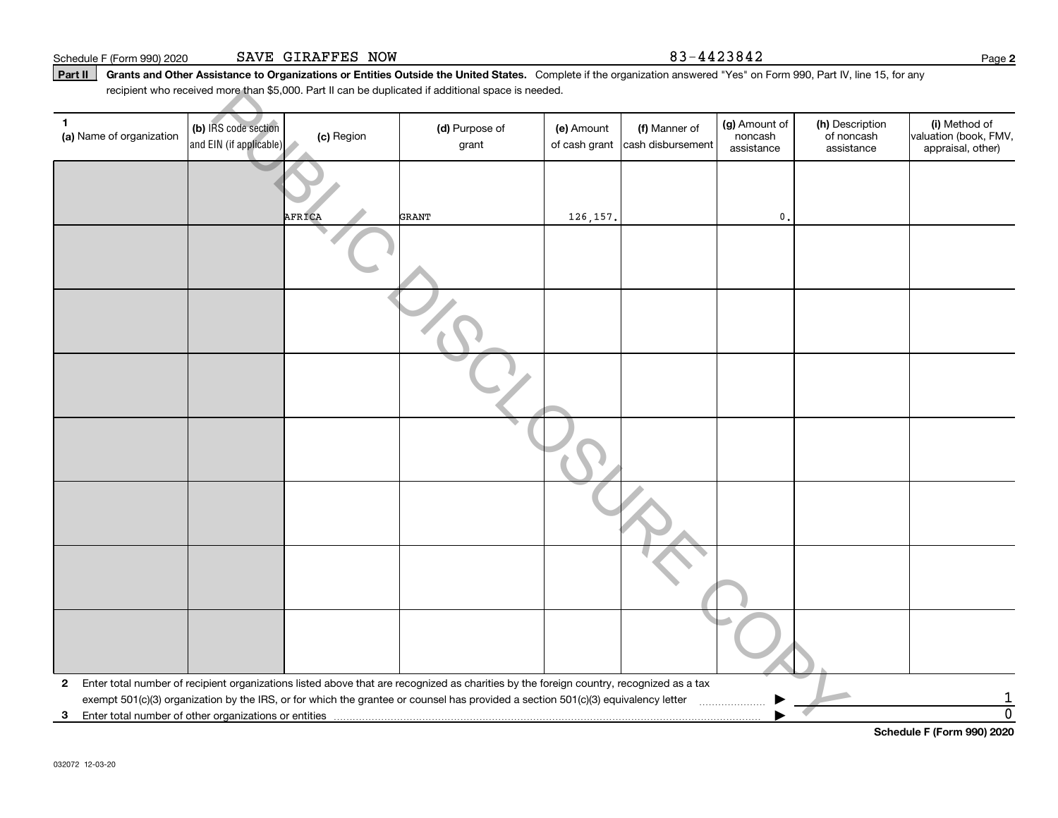Schedule F (Form 990) 2020 SAVE GIRAFFES NOW 83-4423842

**Part II** **Grants and Other Assistance to Organizations or Entities Outside the United States.** Complete if the organization answered "Yes" on Form 990, Part IV, line 15, for any recipient who received more than $5,000. Part II can be duplicated if additional space is needed.

| 1 (a) Name of organization | (b) IRS code section and EIN (if applicable) | (c) Region | (d) Purpose of grant | (e) Amount of cash grant | (f) Manner of cash disbursement | (g) Amount of noncash assistance | (h) Description of noncash assistance | (i) Method of valuation (book, FMV, appraisal, other) |
|---|---|---|---|---|---|---|---|---|
| | | AFRICA | GRANT | 126,157. | | 0. | | |
| | | | | | | | | |
| | | | | | | | | |
| | | | | | | | | |
| | | | | | | | | |
| | | | | | | | | |
| | | | | | | | | |
| | | | | | | | | |

**2** Enter total number of recipient organizations listed above that are recognized as charities by the foreign country, recognized as a tax exempt 501(c)(3) organization by the IRS, or for which the grantee or counsel has provided a section 501(c)(3) equivalency letter ▶ 1

**3** Enter total number of other organizations or entities ▶ 0

**Schedule F (Form 990) 2020**

032072 12-03-20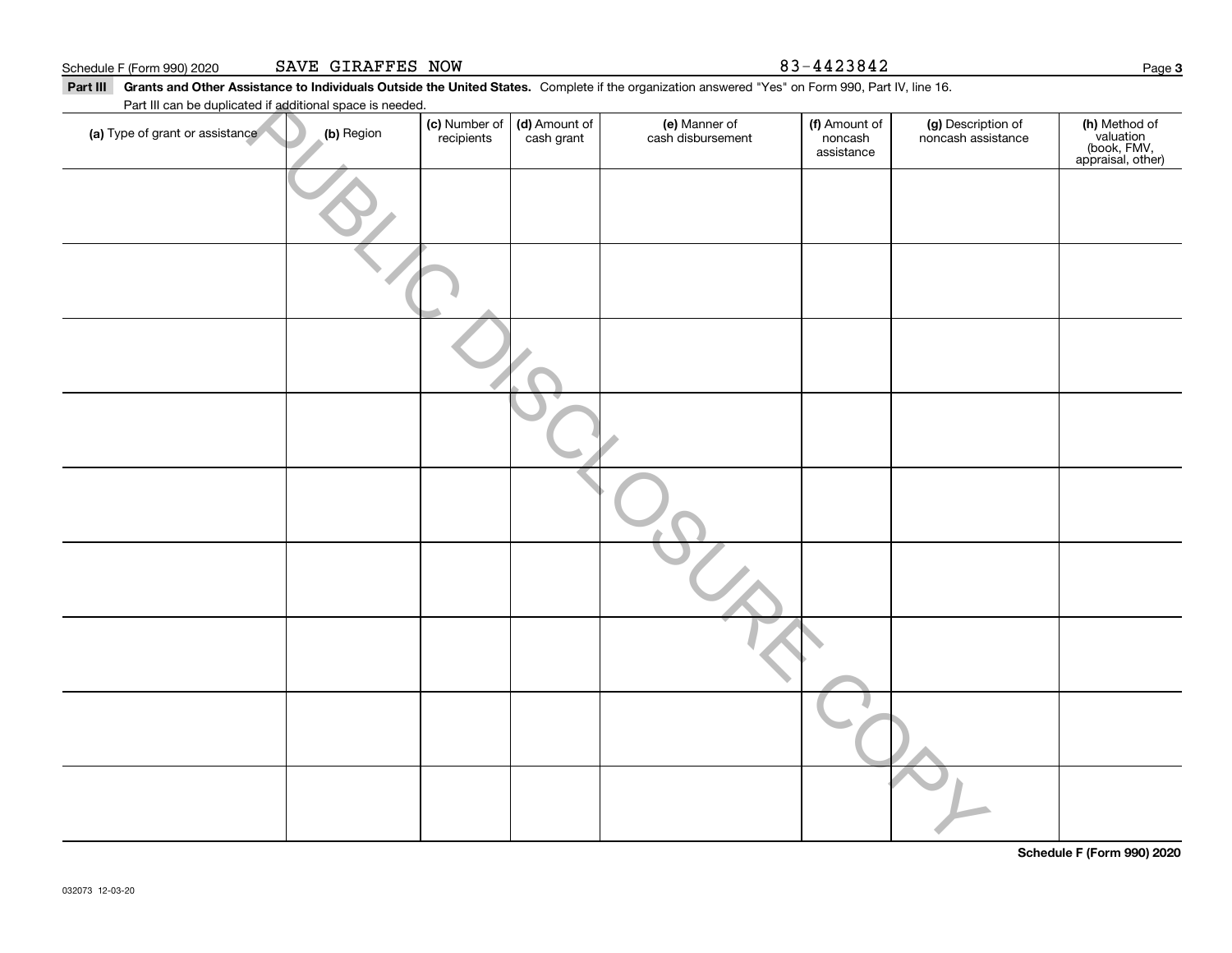Schedule F (Form 990) 2020 SAVE GIRAFFES NOW 83-4423842

**Part III** **Grants and Other Assistance to Individuals Outside the United States.** Complete if the organization answered "Yes" on Form 990, Part IV, line 16.

Part III can be duplicated if additional space is needed.

| (a) Type of grant or assistance | (b) Region | (c) Number of recipients | (d) Amount of cash grant | (e) Manner of cash disbursement | (f) Amount of noncash assistance | (g) Description of noncash assistance | (h) Method of valuation (book, FMV, appraisal, other) |
|---|---|---|---|---|---|---|---|
| | | | | | | | |
| | | | | | | | |
| | | | | | | | |
| | | | | | | | |
| | | | | | | | |
| | | | | | | | |
| | | | | | | | |
| | | | | | | | |
| | | | | | | | |

PUBLIC DISCLOSURE COPY

**Schedule F (Form 990) 2020**

032073 12-03-20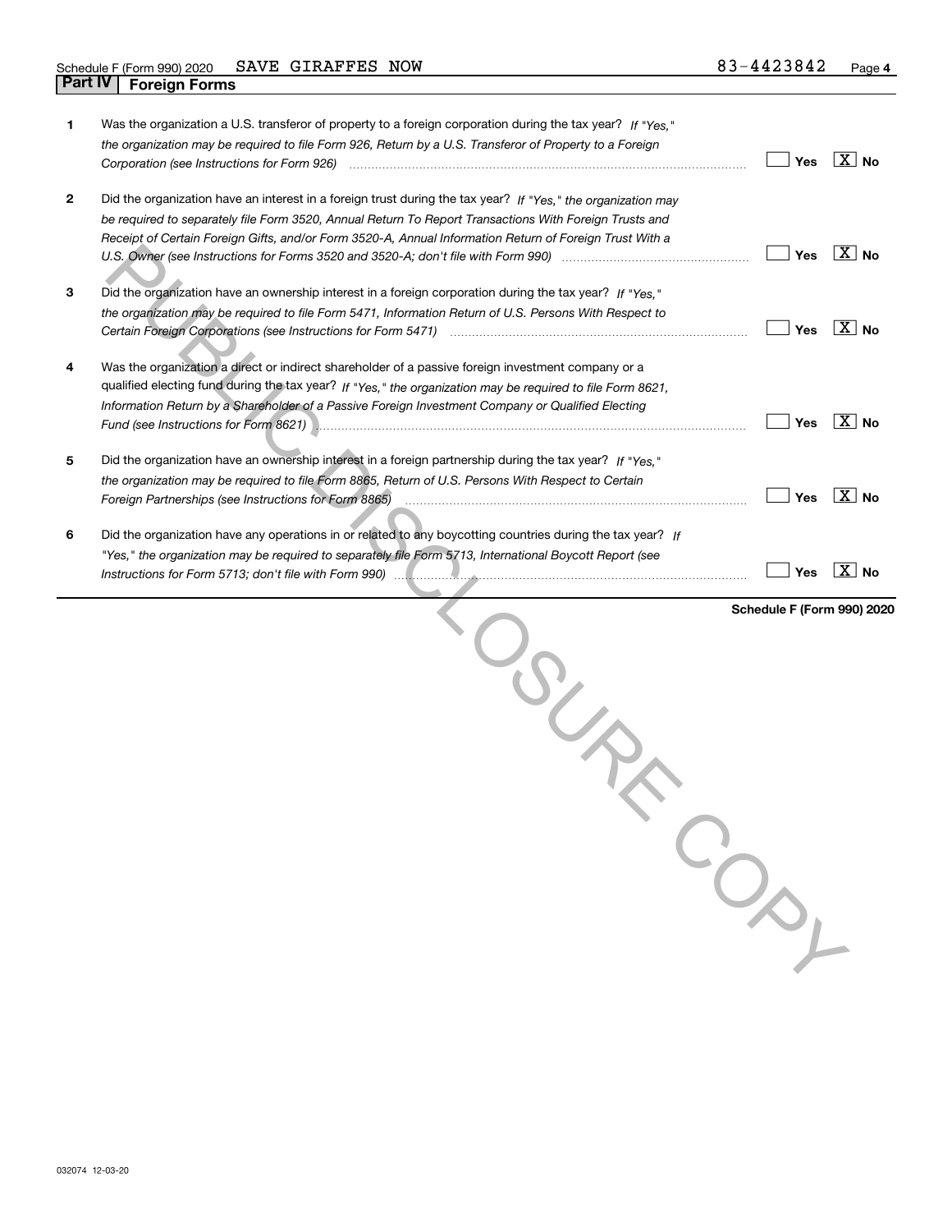Schedule F (Form 990) 2020 SAVE GIRAFFES NOW 83-4423842

## Part IV | Foreign Forms

| | | | |
|---|---|---|---|
| **1** | Was the organization a U.S. transferor of property to a foreign corporation during the tax year? *If "Yes," the organization may be required to file Form 926, Return by a U.S. Transferor of Property to a Foreign Corporation (see Instructions for Form 926)* | ☐ Yes | ☒ No |
| **2** | Did the organization have an interest in a foreign trust during the tax year? *If "Yes," the organization may be required to separately file Form 3520, Annual Return To Report Transactions With Foreign Trusts and Receipt of Certain Foreign Gifts, and/or Form 3520-A, Annual Information Return of Foreign Trust With a U.S. Owner (see Instructions for Forms 3520 and 3520-A; don't file with Form 990)* | ☐ Yes | ☒ No |
| **3** | Did the organization have an ownership interest in a foreign corporation during the tax year? *If "Yes," the organization may be required to file Form 5471, Information Return of U.S. Persons With Respect to Certain Foreign Corporations (see Instructions for Form 5471)* | ☐ Yes | ☒ No |
| **4** | Was the organization a direct or indirect shareholder of a passive foreign investment company or a qualified electing fund during the tax year? *If "Yes," the organization may be required to file Form 8621, Information Return by a Shareholder of a Passive Foreign Investment Company or Qualified Electing Fund (see Instructions for Form 8621)* | ☐ Yes | ☒ No |
| **5** | Did the organization have an ownership interest in a foreign partnership during the tax year? *If "Yes," the organization may be required to file Form 8865, Return of U.S. Persons With Respect to Certain Foreign Partnerships (see Instructions for Form 8865)* | ☐ Yes | ☒ No |
| **6** | Did the organization have any operations in or related to any boycotting countries during the tax year? *If "Yes," the organization may be required to separately file Form 5713, International Boycott Report (see Instructions for Form 5713; don't file with Form 990)* | ☐ Yes | ☒ No |

**Schedule F (Form 990) 2020**

032074 12-03-20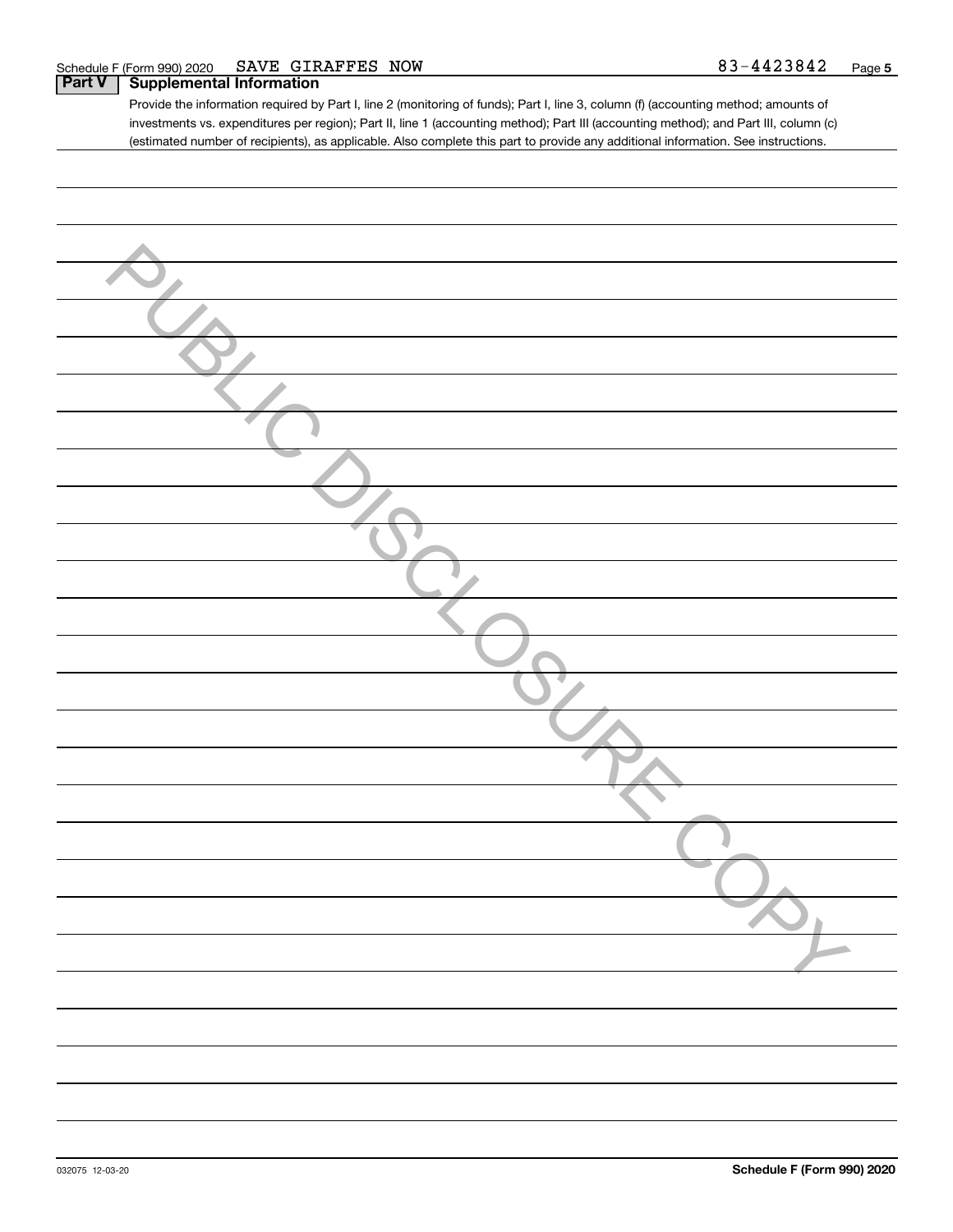Schedule F (Form 990) 2020 SAVE GIRAFFES NOW 83-4423842 Page 5

## Part V Supplemental Information

Provide the information required by Part I, line 2 (monitoring of funds); Part I, line 3, column (f) (accounting method; amounts of investments vs. expenditures per region); Part II, line 1 (accounting method); Part III (accounting method); and Part III, column (c) (estimated number of recipients), as applicable. Also complete this part to provide any additional information. See instructions.

PUBLIC DISCLOSURE COPY

032075 12-03-20

Schedule F (Form 990) 2020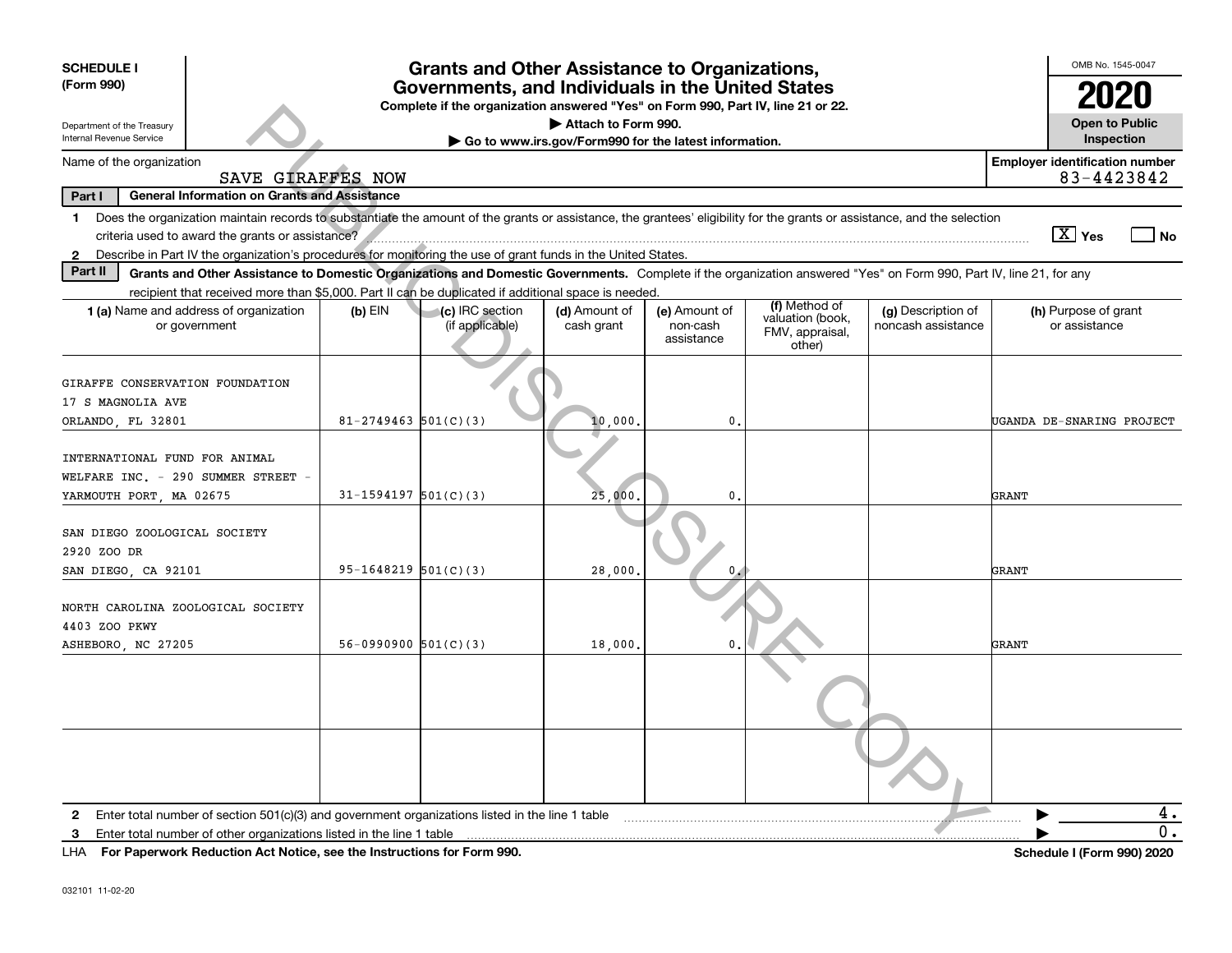**SCHEDULE I**
**(Form 990)**

Department of the Treasury
Internal Revenue Service

# Grants and Other Assistance to Organizations, Governments, and Individuals in the United States

**Complete if the organization answered "Yes" on Form 990, Part IV, line 21 or 22.**
**▶ Attach to Form 990.**
**▶ Go to www.irs.gov/Form990 for the latest information.**

OMB No. 1545-0047

**2020**

**Open to Public Inspection**

Name of the organization: SAVE GIRAFFES NOW

**Employer identification number:** 83-4423842

**Part I — General Information on Grants and Assistance**

1 Does the organization maintain records to substantiate the amount of the grants or assistance, the grantees' eligibility for the grants or assistance, and the selection criteria used to award the grants or assistance? [X] Yes [ ] No

2 Describe in Part IV the organization's procedures for monitoring the use of grant funds in the United States.

**Part II — Grants and Other Assistance to Domestic Organizations and Domestic Governments.** Complete if the organization answered "Yes" on Form 990, Part IV, line 21, for any recipient that received more than $5,000. Part II can be duplicated if additional space is needed.

| 1 (a) Name and address of organization or government | (b) EIN | (c) IRC section (if applicable) | (d) Amount of cash grant | (e) Amount of non-cash assistance | (f) Method of valuation (book, FMV, appraisal, other) | (g) Description of noncash assistance | (h) Purpose of grant or assistance |
|---|---|---|---|---|---|---|---|
| GIRAFFE CONSERVATION FOUNDATION 17 S MAGNOLIA AVE ORLANDO, FL 32801 | 81-2749463 | 501(C)(3) | 10,000. | 0. | | | UGANDA DE-SNARING PROJECT |
| INTERNATIONAL FUND FOR ANIMAL WELFARE INC. - 290 SUMMER STREET - YARMOUTH PORT, MA 02675 | 31-1594197 | 501(C)(3) | 25,000. | 0. | | | GRANT |
| SAN DIEGO ZOOLOGICAL SOCIETY 2920 ZOO DR SAN DIEGO, CA 92101 | 95-1648219 | 501(C)(3) | 28,000. | 0. | | | GRANT |
| NORTH CAROLINA ZOOLOGICAL SOCIETY 4403 ZOO PKWY ASHEBORO, NC 27205 | 56-0990900 | 501(C)(3) | 18,000. | 0. | | | GRANT |
| | | | | | | | |
| | | | | | | | |

2 Enter total number of section 501(c)(3) and government organizations listed in the line 1 table ▶ 4.

3 Enter total number of other organizations listed in the line 1 table ▶ 0.

LHA **For Paperwork Reduction Act Notice, see the Instructions for Form 990.** **Schedule I (Form 990) 2020**

032101 11-02-20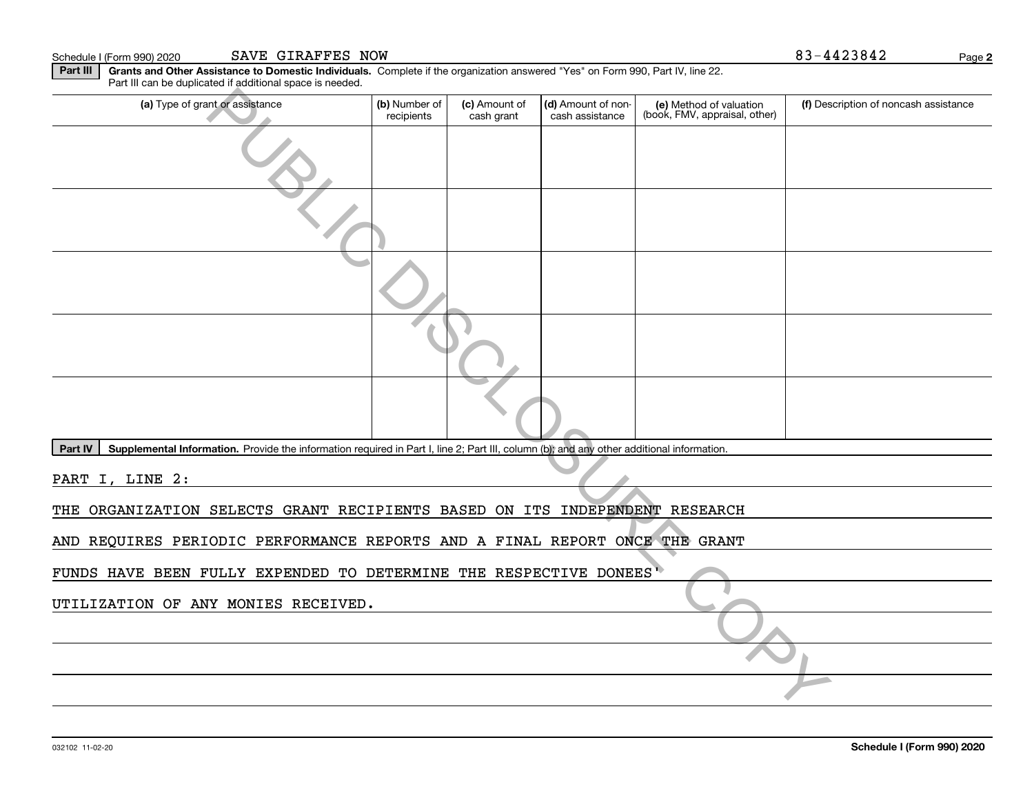Schedule I (Form 990) 2020 SAVE GIRAFFES NOW 83-4423842

**Part III** **Grants and Other Assistance to Domestic Individuals.** Complete if the organization answered "Yes" on Form 990, Part IV, line 22. Part III can be duplicated if additional space is needed.

| (a) Type of grant or assistance | (b) Number of recipients | (c) Amount of cash grant | (d) Amount of non-cash assistance | (e) Method of valuation (book, FMV, appraisal, other) | (f) Description of noncash assistance |
|---|---|---|---|---|---|
| | | | | | |
| | | | | | |
| | | | | | |
| | | | | | |
| | | | | | |

**Part IV** **Supplemental Information.** Provide the information required in Part I, line 2; Part III, column (b); and any other additional information.

PART I, LINE 2:

THE ORGANIZATION SELECTS GRANT RECIPIENTS BASED ON ITS INDEPENDENT RESEARCH AND REQUIRES PERIODIC PERFORMANCE REPORTS AND A FINAL REPORT ONCE THE GRANT FUNDS HAVE BEEN FULLY EXPENDED TO DETERMINE THE RESPECTIVE DONEES' UTILIZATION OF ANY MONIES RECEIVED.

032102 11-02-20 **Schedule I (Form 990) 2020**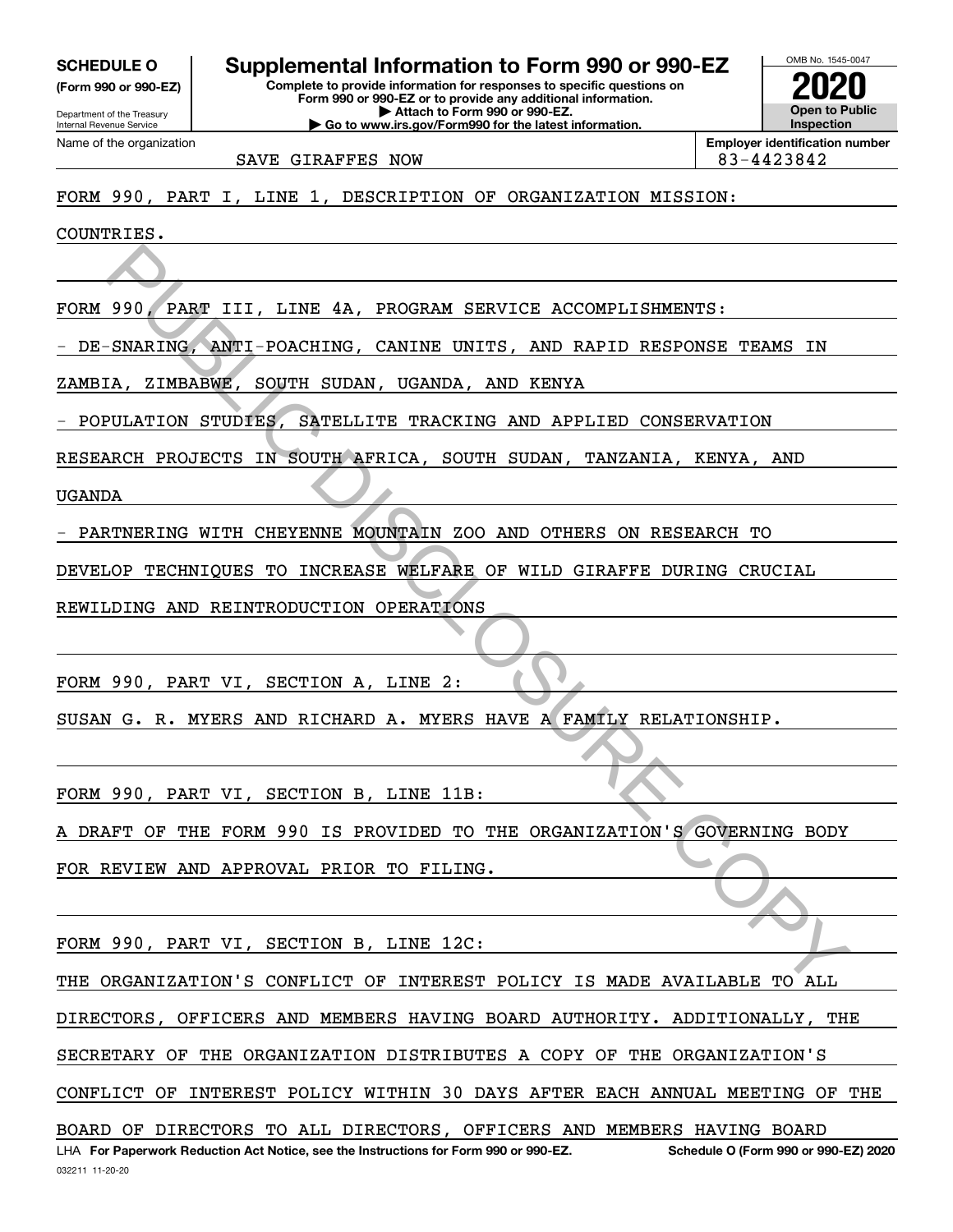**SCHEDULE O** (Form 990 or 990-EZ)

Department of the Treasury
Internal Revenue Service

# Supplemental Information to Form 990 or 990-EZ

**Complete to provide information for responses to specific questions on Form 990 or 990-EZ or to provide any additional information.**
**▶ Attach to Form 990 or 990-EZ.**
**▶ Go to www.irs.gov/Form990 for the latest information.**

OMB No. 1545-0047

**2020**

**Open to Public Inspection**

Name of the organization: SAVE GIRAFFES NOW

Employer identification number: 83-4423842

FORM 990, PART I, LINE 1, DESCRIPTION OF ORGANIZATION MISSION:

COUNTRIES.

FORM 990, PART III, LINE 4A, PROGRAM SERVICE ACCOMPLISHMENTS:

- DE-SNARING, ANTI-POACHING, CANINE UNITS, AND RAPID RESPONSE TEAMS IN ZAMBIA, ZIMBABWE, SOUTH SUDAN, UGANDA, AND KENYA
- POPULATION STUDIES, SATELLITE TRACKING AND APPLIED CONSERVATION RESEARCH PROJECTS IN SOUTH AFRICA, SOUTH SUDAN, TANZANIA, KENYA, AND UGANDA
- PARTNERING WITH CHEYENNE MOUNTAIN ZOO AND OTHERS ON RESEARCH TO DEVELOP TECHNIQUES TO INCREASE WELFARE OF WILD GIRAFFE DURING CRUCIAL REWILDING AND REINTRODUCTION OPERATIONS

FORM 990, PART VI, SECTION A, LINE 2:

SUSAN G. R. MYERS AND RICHARD A. MYERS HAVE A FAMILY RELATIONSHIP.

FORM 990, PART VI, SECTION B, LINE 11B:

A DRAFT OF THE FORM 990 IS PROVIDED TO THE ORGANIZATION'S GOVERNING BODY FOR REVIEW AND APPROVAL PRIOR TO FILING.

FORM 990, PART VI, SECTION B, LINE 12C:

THE ORGANIZATION'S CONFLICT OF INTEREST POLICY IS MADE AVAILABLE TO ALL DIRECTORS, OFFICERS AND MEMBERS HAVING BOARD AUTHORITY. ADDITIONALLY, THE SECRETARY OF THE ORGANIZATION DISTRIBUTES A COPY OF THE ORGANIZATION'S CONFLICT OF INTEREST POLICY WITHIN 30 DAYS AFTER EACH ANNUAL MEETING OF THE BOARD OF DIRECTORS TO ALL DIRECTORS, OFFICERS AND MEMBERS HAVING BOARD

LHA **For Paperwork Reduction Act Notice, see the Instructions for Form 990 or 990-EZ.** **Schedule O (Form 990 or 990-EZ) 2020**

032211 11-20-20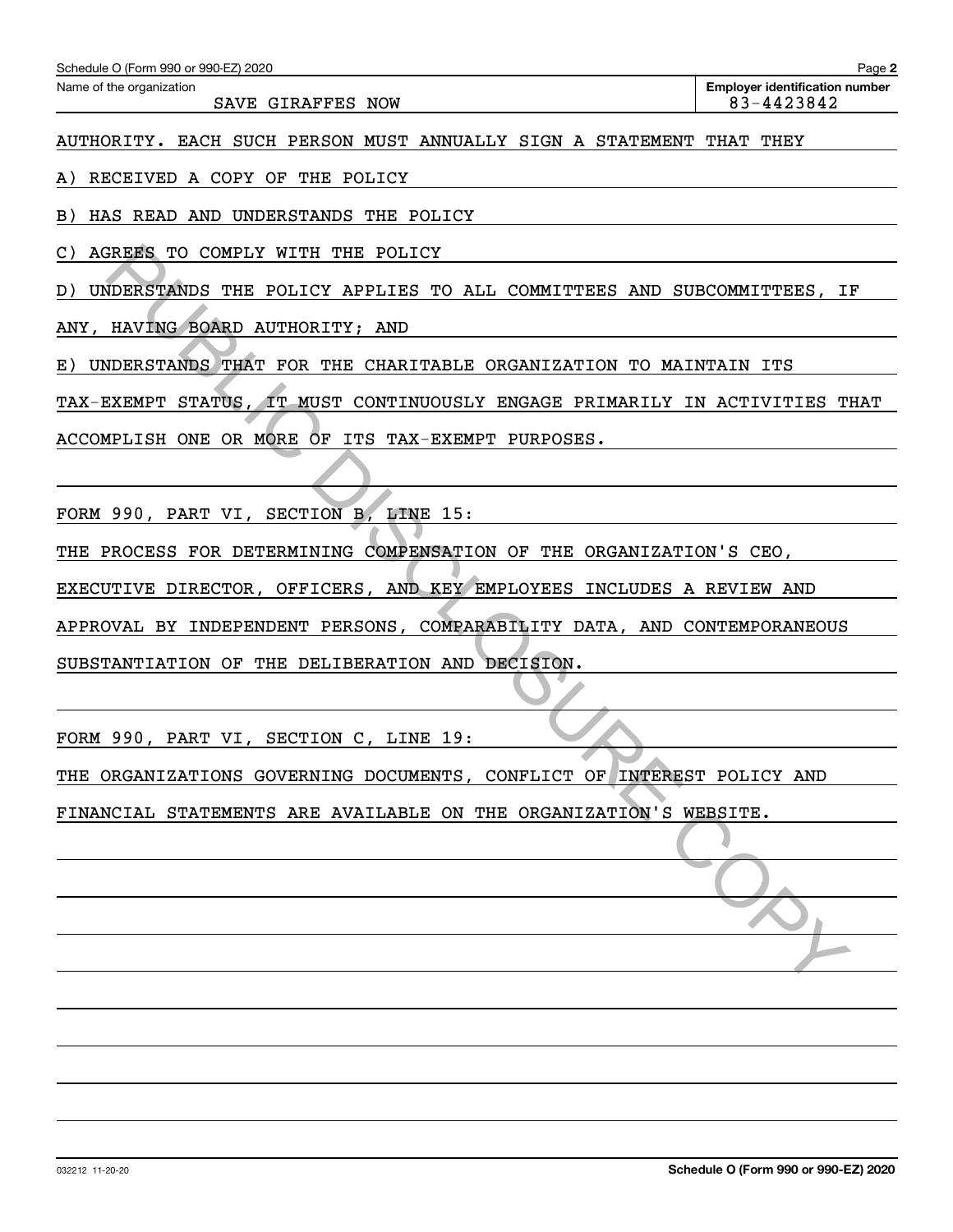Schedule O (Form 990 or 990-EZ) 2020

Name of the organization: SAVE GIRAFFES NOW

Employer identification number: 83-4423842

AUTHORITY. EACH SUCH PERSON MUST ANNUALLY SIGN A STATEMENT THAT THEY

A) RECEIVED A COPY OF THE POLICY

B) HAS READ AND UNDERSTANDS THE POLICY

C) AGREES TO COMPLY WITH THE POLICY

D) UNDERSTANDS THE POLICY APPLIES TO ALL COMMITTEES AND SUBCOMMITTEES, IF ANY, HAVING BOARD AUTHORITY; AND

E) UNDERSTANDS THAT FOR THE CHARITABLE ORGANIZATION TO MAINTAIN ITS TAX-EXEMPT STATUS, IT MUST CONTINUOUSLY ENGAGE PRIMARILY IN ACTIVITIES THAT ACCOMPLISH ONE OR MORE OF ITS TAX-EXEMPT PURPOSES.

FORM 990, PART VI, SECTION B, LINE 15:

THE PROCESS FOR DETERMINING COMPENSATION OF THE ORGANIZATION'S CEO, EXECUTIVE DIRECTOR, OFFICERS, AND KEY EMPLOYEES INCLUDES A REVIEW AND APPROVAL BY INDEPENDENT PERSONS, COMPARABILITY DATA, AND CONTEMPORANEOUS SUBSTANTIATION OF THE DELIBERATION AND DECISION.

FORM 990, PART VI, SECTION C, LINE 19:

THE ORGANIZATIONS GOVERNING DOCUMENTS, CONFLICT OF INTEREST POLICY AND FINANCIAL STATEMENTS ARE AVAILABLE ON THE ORGANIZATION'S WEBSITE.

PUBLIC DISCLOSURE COPY

032212 11-20-20

Schedule O (Form 990 or 990-EZ) 2020